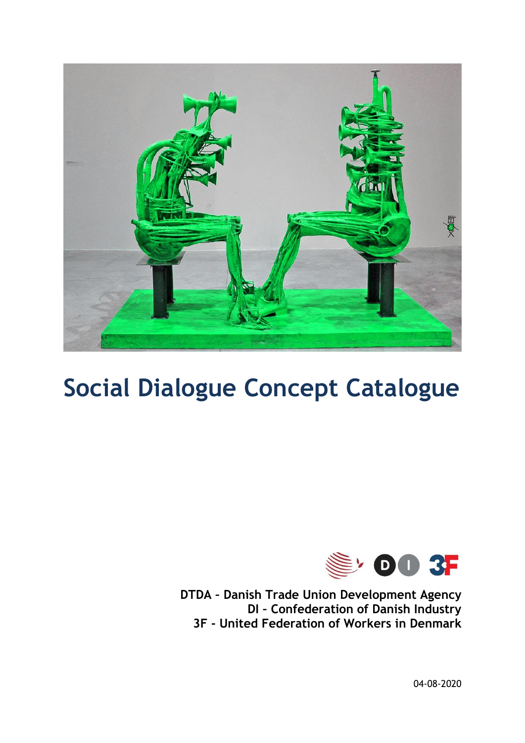# Social Dialogue Concept Catalogue

**DTDA – Danish Trade Union Development Agency**
**DI – Confederation of Danish Industry**
**3F - United Federation of Workers in Denmark**

04-08-2020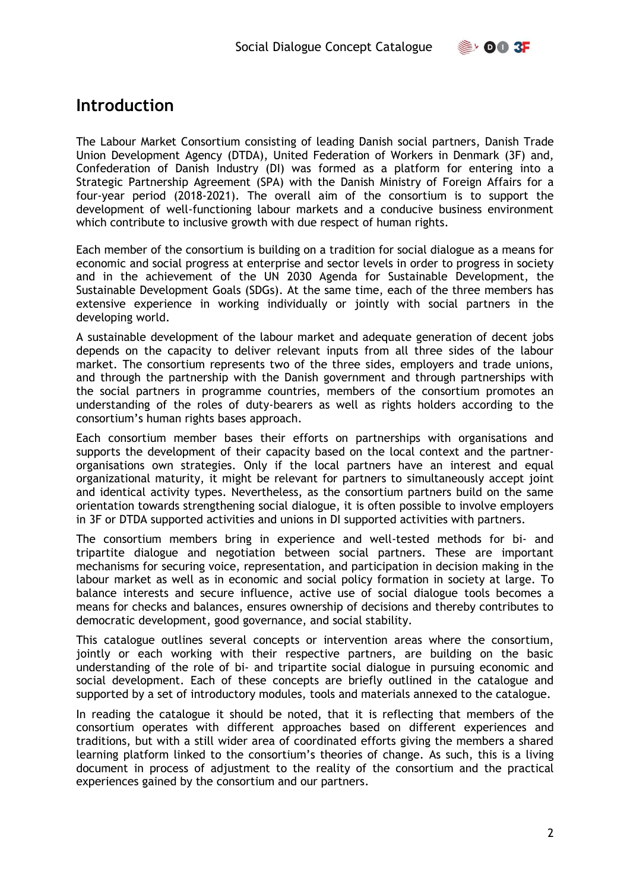# Introduction

The Labour Market Consortium consisting of leading Danish social partners, Danish Trade Union Development Agency (DTDA), United Federation of Workers in Denmark (3F) and, Confederation of Danish Industry (DI) was formed as a platform for entering into a Strategic Partnership Agreement (SPA) with the Danish Ministry of Foreign Affairs for a four-year period (2018-2021). The overall aim of the consortium is to support the development of well-functioning labour markets and a conducive business environment which contribute to inclusive growth with due respect of human rights.

Each member of the consortium is building on a tradition for social dialogue as a means for economic and social progress at enterprise and sector levels in order to progress in society and in the achievement of the UN 2030 Agenda for Sustainable Development, the Sustainable Development Goals (SDGs). At the same time, each of the three members has extensive experience in working individually or jointly with social partners in the developing world.

A sustainable development of the labour market and adequate generation of decent jobs depends on the capacity to deliver relevant inputs from all three sides of the labour market. The consortium represents two of the three sides, employers and trade unions, and through the partnership with the Danish government and through partnerships with the social partners in programme countries, members of the consortium promotes an understanding of the roles of duty-bearers as well as rights holders according to the consortium's human rights bases approach.

Each consortium member bases their efforts on partnerships with organisations and supports the development of their capacity based on the local context and the partner-organisations own strategies. Only if the local partners have an interest and equal organizational maturity, it might be relevant for partners to simultaneously accept joint and identical activity types. Nevertheless, as the consortium partners build on the same orientation towards strengthening social dialogue, it is often possible to involve employers in 3F or DTDA supported activities and unions in DI supported activities with partners.

The consortium members bring in experience and well-tested methods for bi- and tripartite dialogue and negotiation between social partners. These are important mechanisms for securing voice, representation, and participation in decision making in the labour market as well as in economic and social policy formation in society at large. To balance interests and secure influence, active use of social dialogue tools becomes a means for checks and balances, ensures ownership of decisions and thereby contributes to democratic development, good governance, and social stability.

This catalogue outlines several concepts or intervention areas where the consortium, jointly or each working with their respective partners, are building on the basic understanding of the role of bi- and tripartite social dialogue in pursuing economic and social development. Each of these concepts are briefly outlined in the catalogue and supported by a set of introductory modules, tools and materials annexed to the catalogue.

In reading the catalogue it should be noted, that it is reflecting that members of the consortium operates with different approaches based on different experiences and traditions, but with a still wider area of coordinated efforts giving the members a shared learning platform linked to the consortium's theories of change. As such, this is a living document in process of adjustment to the reality of the consortium and the practical experiences gained by the consortium and our partners.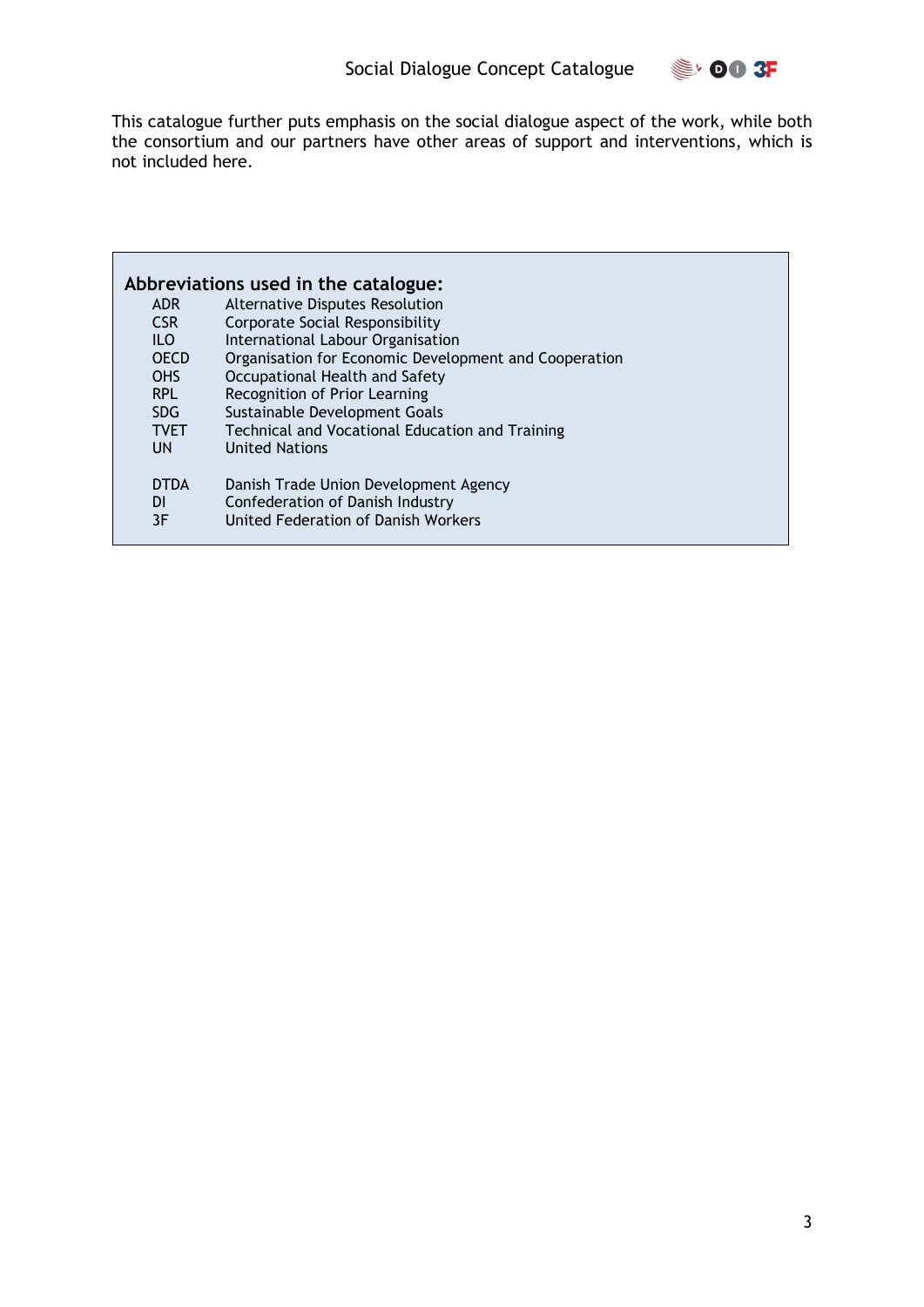This catalogue further puts emphasis on the social dialogue aspect of the work, while both the consortium and our partners have other areas of support and interventions, which is not included here.

**Abbreviations used in the catalogue:**

| | |
|---|---|
| ADR | Alternative Disputes Resolution |
| CSR | Corporate Social Responsibility |
| ILO | International Labour Organisation |
| OECD | Organisation for Economic Development and Cooperation |
| OHS | Occupational Health and Safety |
| RPL | Recognition of Prior Learning |
| SDG | Sustainable Development Goals |
| TVET | Technical and Vocational Education and Training |
| UN | United Nations |
| DTDA | Danish Trade Union Development Agency |
| DI | Confederation of Danish Industry |
| 3F | United Federation of Danish Workers |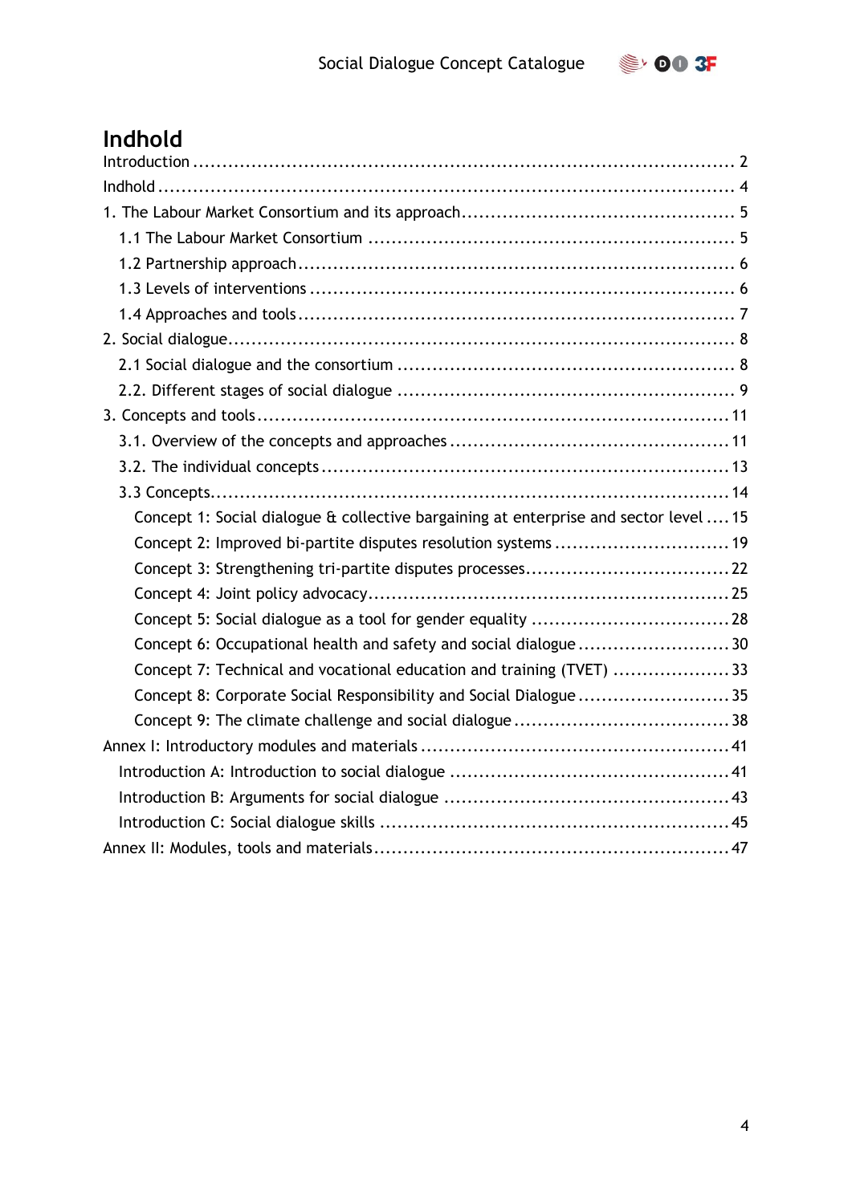# Indhold

Introduction .......................................................................................... 2
Indhold .................................................................................................. 4
1. The Labour Market Consortium and its approach ............................................... 5
  1.1 The Labour Market Consortium ............................................................... 5
  1.2 Partnership approach ............................................................................ 6
  1.3 Levels of interventions .......................................................................... 6
  1.4 Approaches and tools ............................................................................. 7
2. Social dialogue ...................................................................................... 8
  2.1 Social dialogue and the consortium .......................................................... 8
  2.2. Different stages of social dialogue .......................................................... 9
3. Concepts and tools ................................................................................ 11
  3.1. Overview of the concepts and approaches ................................................ 11
  3.2. The individual concepts ........................................................................ 13
  3.3 Concepts ............................................................................................ 14
    Concept 1: Social dialogue & collective bargaining at enterprise and sector level .... 15
    Concept 2: Improved bi-partite disputes resolution systems .............................. 19
    Concept 3: Strengthening tri-partite disputes processes ................................... 22
    Concept 4: Joint policy advocacy .............................................................. 25
    Concept 5: Social dialogue as a tool for gender equality .................................. 28
    Concept 6: Occupational health and safety and social dialogue .......................... 30
    Concept 7: Technical and vocational education and training (TVET) .................... 33
    Concept 8: Corporate Social Responsibility and Social Dialogue .......................... 35
    Concept 9: The climate challenge and social dialogue ..................................... 38
Annex I: Introductory modules and materials ..................................................... 41
  Introduction A: Introduction to social dialogue ................................................ 41
  Introduction B: Arguments for social dialogue ................................................. 43
  Introduction C: Social dialogue skills ............................................................ 45
Annex II: Modules, tools and materials ............................................................. 47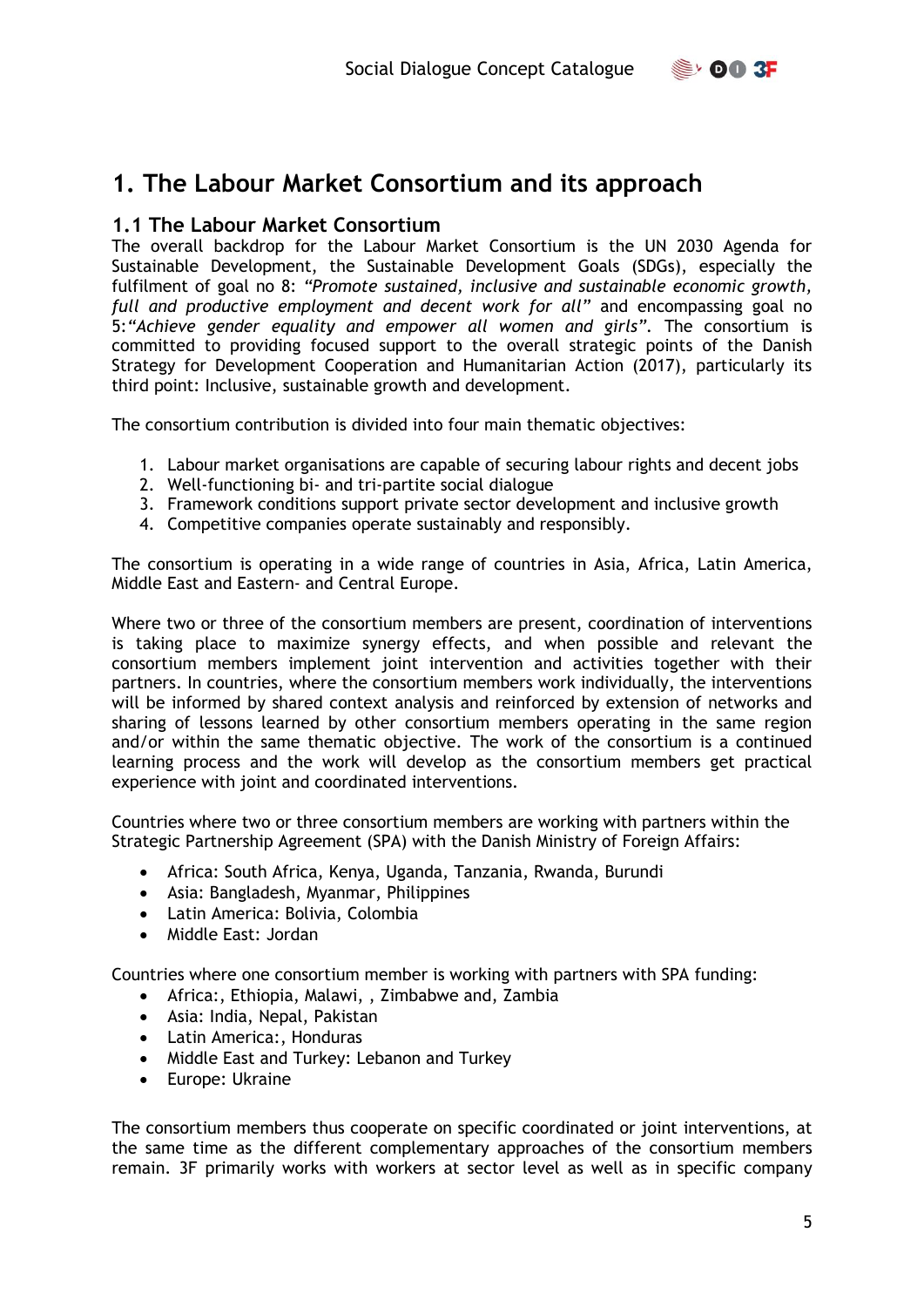# 1. The Labour Market Consortium and its approach

## 1.1 The Labour Market Consortium

The overall backdrop for the Labour Market Consortium is the UN 2030 Agenda for Sustainable Development, the Sustainable Development Goals (SDGs), especially the fulfilment of goal no 8: *"Promote sustained, inclusive and sustainable economic growth, full and productive employment and decent work for all"* and encompassing goal no 5:*"Achieve gender equality and empower all women and girls"*. The consortium is committed to providing focused support to the overall strategic points of the Danish Strategy for Development Cooperation and Humanitarian Action (2017), particularly its third point: Inclusive, sustainable growth and development.

The consortium contribution is divided into four main thematic objectives:

1. Labour market organisations are capable of securing labour rights and decent jobs
2. Well-functioning bi- and tri-partite social dialogue
3. Framework conditions support private sector development and inclusive growth
4. Competitive companies operate sustainably and responsibly.

The consortium is operating in a wide range of countries in Asia, Africa, Latin America, Middle East and Eastern- and Central Europe.

Where two or three of the consortium members are present, coordination of interventions is taking place to maximize synergy effects, and when possible and relevant the consortium members implement joint intervention and activities together with their partners. In countries, where the consortium members work individually, the interventions will be informed by shared context analysis and reinforced by extension of networks and sharing of lessons learned by other consortium members operating in the same region and/or within the same thematic objective. The work of the consortium is a continued learning process and the work will develop as the consortium members get practical experience with joint and coordinated interventions.

Countries where two or three consortium members are working with partners within the Strategic Partnership Agreement (SPA) with the Danish Ministry of Foreign Affairs:

- Africa: South Africa, Kenya, Uganda, Tanzania, Rwanda, Burundi
- Asia: Bangladesh, Myanmar, Philippines
- Latin America: Bolivia, Colombia
- Middle East: Jordan

Countries where one consortium member is working with partners with SPA funding:

- Africa:, Ethiopia, Malawi, , Zimbabwe and, Zambia
- Asia: India, Nepal, Pakistan
- Latin America:, Honduras
- Middle East and Turkey: Lebanon and Turkey
- Europe: Ukraine

The consortium members thus cooperate on specific coordinated or joint interventions, at the same time as the different complementary approaches of the consortium members remain. 3F primarily works with workers at sector level as well as in specific company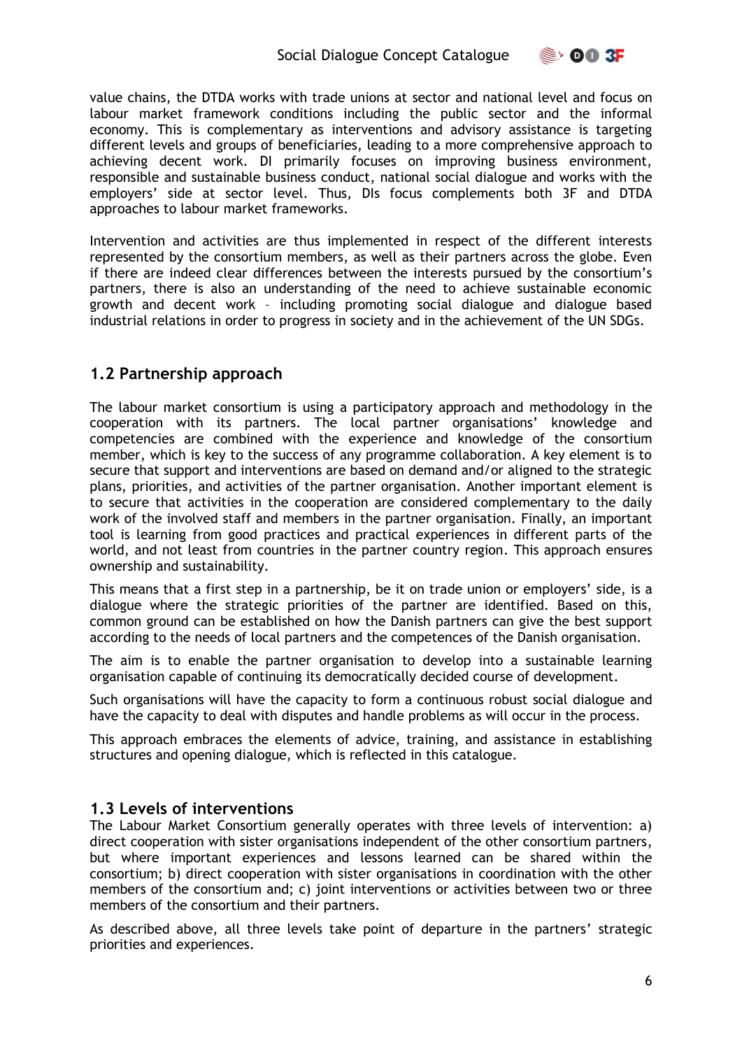value chains, the DTDA works with trade unions at sector and national level and focus on labour market framework conditions including the public sector and the informal economy. This is complementary as interventions and advisory assistance is targeting different levels and groups of beneficiaries, leading to a more comprehensive approach to achieving decent work. DI primarily focuses on improving business environment, responsible and sustainable business conduct, national social dialogue and works with the employers' side at sector level. Thus, DIs focus complements both 3F and DTDA approaches to labour market frameworks.

Intervention and activities are thus implemented in respect of the different interests represented by the consortium members, as well as their partners across the globe. Even if there are indeed clear differences between the interests pursued by the consortium's partners, there is also an understanding of the need to achieve sustainable economic growth and decent work – including promoting social dialogue and dialogue based industrial relations in order to progress in society and in the achievement of the UN SDGs.

## 1.2 Partnership approach

The labour market consortium is using a participatory approach and methodology in the cooperation with its partners. The local partner organisations' knowledge and competencies are combined with the experience and knowledge of the consortium member, which is key to the success of any programme collaboration. A key element is to secure that support and interventions are based on demand and/or aligned to the strategic plans, priorities, and activities of the partner organisation. Another important element is to secure that activities in the cooperation are considered complementary to the daily work of the involved staff and members in the partner organisation. Finally, an important tool is learning from good practices and practical experiences in different parts of the world, and not least from countries in the partner country region. This approach ensures ownership and sustainability.

This means that a first step in a partnership, be it on trade union or employers' side, is a dialogue where the strategic priorities of the partner are identified. Based on this, common ground can be established on how the Danish partners can give the best support according to the needs of local partners and the competences of the Danish organisation.

The aim is to enable the partner organisation to develop into a sustainable learning organisation capable of continuing its democratically decided course of development.

Such organisations will have the capacity to form a continuous robust social dialogue and have the capacity to deal with disputes and handle problems as will occur in the process.

This approach embraces the elements of advice, training, and assistance in establishing structures and opening dialogue, which is reflected in this catalogue.

## 1.3 Levels of interventions

The Labour Market Consortium generally operates with three levels of intervention: a) direct cooperation with sister organisations independent of the other consortium partners, but where important experiences and lessons learned can be shared within the consortium; b) direct cooperation with sister organisations in coordination with the other members of the consortium and; c) joint interventions or activities between two or three members of the consortium and their partners.

As described above, all three levels take point of departure in the partners' strategic priorities and experiences.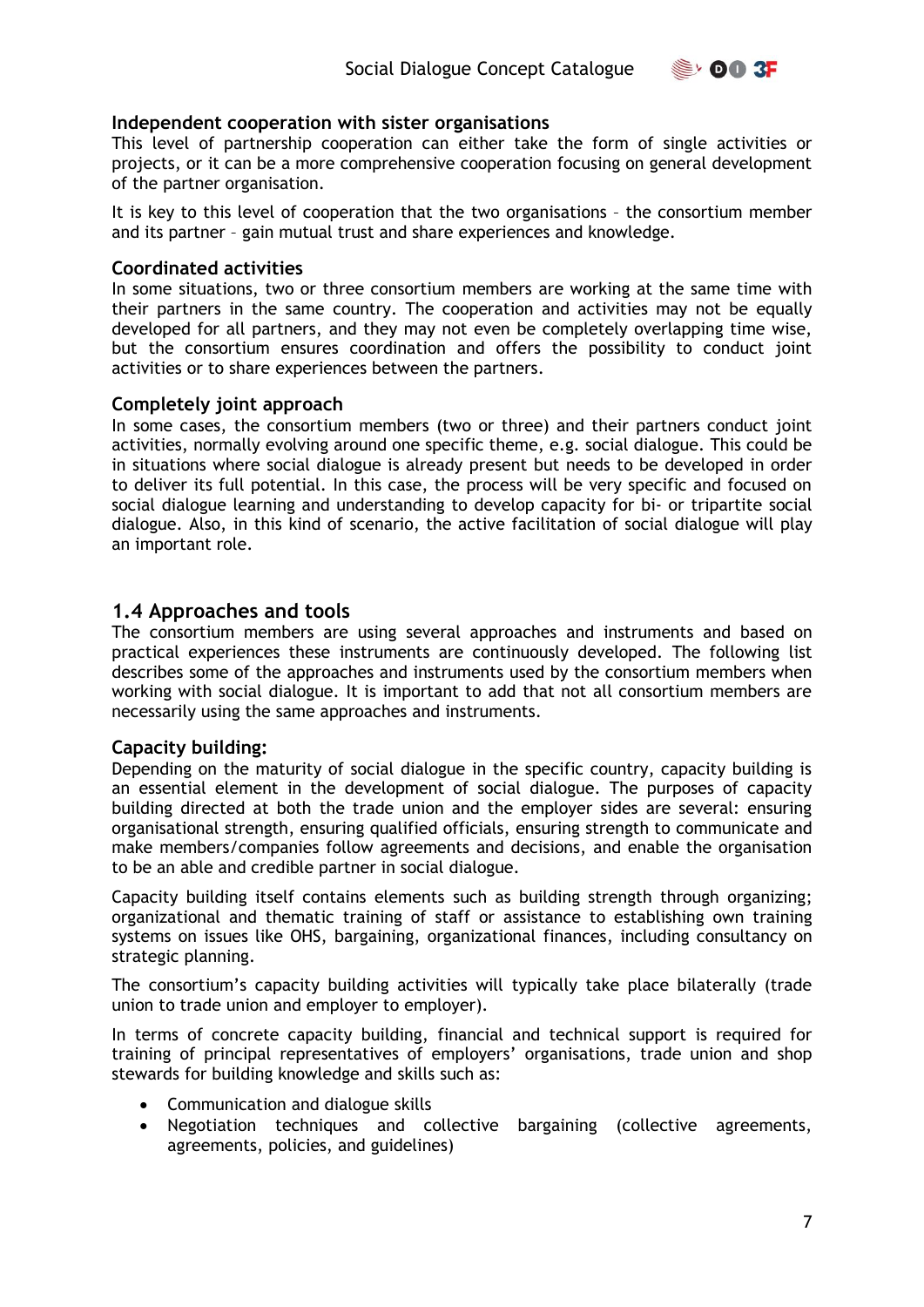### Independent cooperation with sister organisations

This level of partnership cooperation can either take the form of single activities or projects, or it can be a more comprehensive cooperation focusing on general development of the partner organisation.

It is key to this level of cooperation that the two organisations – the consortium member and its partner – gain mutual trust and share experiences and knowledge.

### Coordinated activities

In some situations, two or three consortium members are working at the same time with their partners in the same country. The cooperation and activities may not be equally developed for all partners, and they may not even be completely overlapping time wise, but the consortium ensures coordination and offers the possibility to conduct joint activities or to share experiences between the partners.

### Completely joint approach

In some cases, the consortium members (two or three) and their partners conduct joint activities, normally evolving around one specific theme, e.g. social dialogue. This could be in situations where social dialogue is already present but needs to be developed in order to deliver its full potential. In this case, the process will be very specific and focused on social dialogue learning and understanding to develop capacity for bi- or tripartite social dialogue. Also, in this kind of scenario, the active facilitation of social dialogue will play an important role.

## 1.4 Approaches and tools

The consortium members are using several approaches and instruments and based on practical experiences these instruments are continuously developed. The following list describes some of the approaches and instruments used by the consortium members when working with social dialogue. It is important to add that not all consortium members are necessarily using the same approaches and instruments.

### Capacity building:

Depending on the maturity of social dialogue in the specific country, capacity building is an essential element in the development of social dialogue. The purposes of capacity building directed at both the trade union and the employer sides are several: ensuring organisational strength, ensuring qualified officials, ensuring strength to communicate and make members/companies follow agreements and decisions, and enable the organisation to be an able and credible partner in social dialogue.

Capacity building itself contains elements such as building strength through organizing; organizational and thematic training of staff or assistance to establishing own training systems on issues like OHS, bargaining, organizational finances, including consultancy on strategic planning.

The consortium's capacity building activities will typically take place bilaterally (trade union to trade union and employer to employer).

In terms of concrete capacity building, financial and technical support is required for training of principal representatives of employers' organisations, trade union and shop stewards for building knowledge and skills such as:

- Communication and dialogue skills
- Negotiation techniques and collective bargaining (collective agreements, agreements, policies, and guidelines)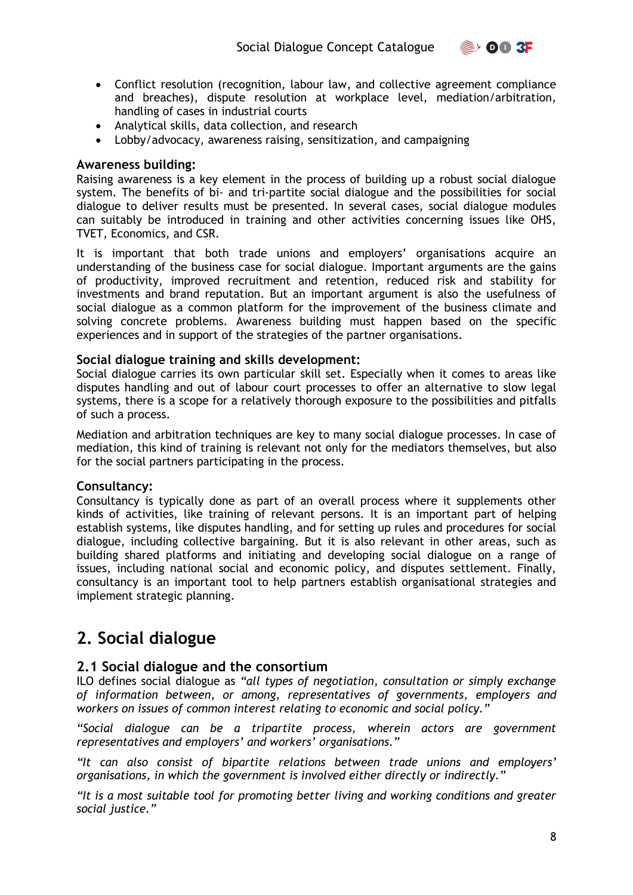- Conflict resolution (recognition, labour law, and collective agreement compliance and breaches), dispute resolution at workplace level, mediation/arbitration, handling of cases in industrial courts
- Analytical skills, data collection, and research
- Lobby/advocacy, awareness raising, sensitization, and campaigning

**Awareness building:**
Raising awareness is a key element in the process of building up a robust social dialogue system. The benefits of bi- and tri-partite social dialogue and the possibilities for social dialogue to deliver results must be presented. In several cases, social dialogue modules can suitably be introduced in training and other activities concerning issues like OHS, TVET, Economics, and CSR.

It is important that both trade unions and employers' organisations acquire an understanding of the business case for social dialogue. Important arguments are the gains of productivity, improved recruitment and retention, reduced risk and stability for investments and brand reputation. But an important argument is also the usefulness of social dialogue as a common platform for the improvement of the business climate and solving concrete problems. Awareness building must happen based on the specific experiences and in support of the strategies of the partner organisations.

**Social dialogue training and skills development:**
Social dialogue carries its own particular skill set. Especially when it comes to areas like disputes handling and out of labour court processes to offer an alternative to slow legal systems, there is a scope for a relatively thorough exposure to the possibilities and pitfalls of such a process.

Mediation and arbitration techniques are key to many social dialogue processes. In case of mediation, this kind of training is relevant not only for the mediators themselves, but also for the social partners participating in the process.

**Consultancy:**
Consultancy is typically done as part of an overall process where it supplements other kinds of activities, like training of relevant persons. It is an important part of helping establish systems, like disputes handling, and for setting up rules and procedures for social dialogue, including collective bargaining. But it is also relevant in other areas, such as building shared platforms and initiating and developing social dialogue on a range of issues, including national social and economic policy, and disputes settlement. Finally, consultancy is an important tool to help partners establish organisational strategies and implement strategic planning.

# 2. Social dialogue

## 2.1 Social dialogue and the consortium

ILO defines social dialogue as *"all types of negotiation, consultation or simply exchange of information between, or among, representatives of governments, employers and workers on issues of common interest relating to economic and social policy."*

*"Social dialogue can be a tripartite process, wherein actors are government representatives and employers' and workers' organisations."*

*"It can also consist of bipartite relations between trade unions and employers' organisations, in which the government is involved either directly or indirectly."*

*"It is a most suitable tool for promoting better living and working conditions and greater social justice."*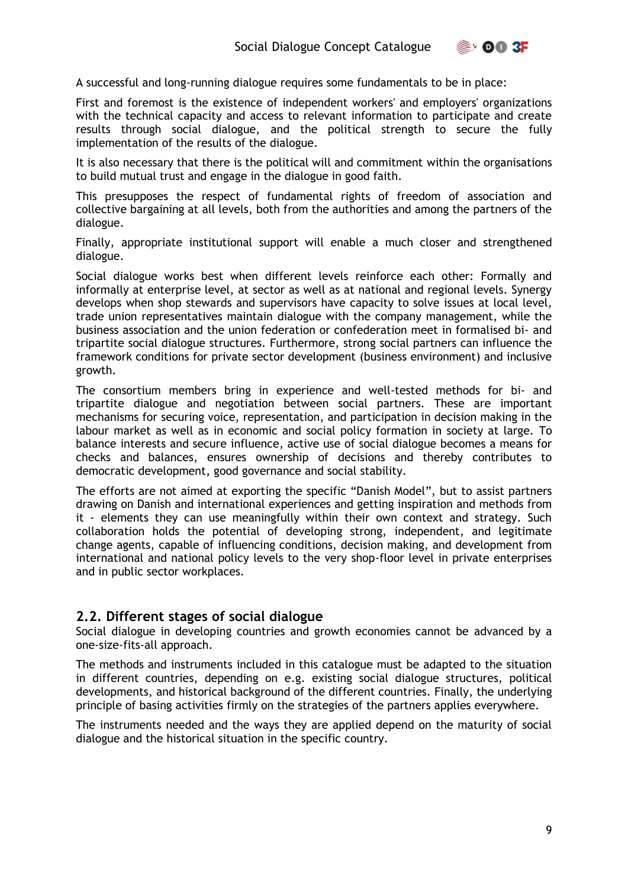A successful and long-running dialogue requires some fundamentals to be in place:

First and foremost is the existence of independent workers' and employers' organizations with the technical capacity and access to relevant information to participate and create results through social dialogue, and the political strength to secure the fully implementation of the results of the dialogue.

It is also necessary that there is the political will and commitment within the organisations to build mutual trust and engage in the dialogue in good faith.

This presupposes the respect of fundamental rights of freedom of association and collective bargaining at all levels, both from the authorities and among the partners of the dialogue.

Finally, appropriate institutional support will enable a much closer and strengthened dialogue.

Social dialogue works best when different levels reinforce each other: Formally and informally at enterprise level, at sector as well as at national and regional levels. Synergy develops when shop stewards and supervisors have capacity to solve issues at local level, trade union representatives maintain dialogue with the company management, while the business association and the union federation or confederation meet in formalised bi- and tripartite social dialogue structures. Furthermore, strong social partners can influence the framework conditions for private sector development (business environment) and inclusive growth.

The consortium members bring in experience and well-tested methods for bi- and tripartite dialogue and negotiation between social partners. These are important mechanisms for securing voice, representation, and participation in decision making in the labour market as well as in economic and social policy formation in society at large. To balance interests and secure influence, active use of social dialogue becomes a means for checks and balances, ensures ownership of decisions and thereby contributes to democratic development, good governance and social stability.

The efforts are not aimed at exporting the specific "Danish Model", but to assist partners drawing on Danish and international experiences and getting inspiration and methods from it - elements they can use meaningfully within their own context and strategy. Such collaboration holds the potential of developing strong, independent, and legitimate change agents, capable of influencing conditions, decision making, and development from international and national policy levels to the very shop-floor level in private enterprises and in public sector workplaces.

## 2.2. Different stages of social dialogue

Social dialogue in developing countries and growth economies cannot be advanced by a one-size-fits-all approach.

The methods and instruments included in this catalogue must be adapted to the situation in different countries, depending on e.g. existing social dialogue structures, political developments, and historical background of the different countries. Finally, the underlying principle of basing activities firmly on the strategies of the partners applies everywhere.

The instruments needed and the ways they are applied depend on the maturity of social dialogue and the historical situation in the specific country.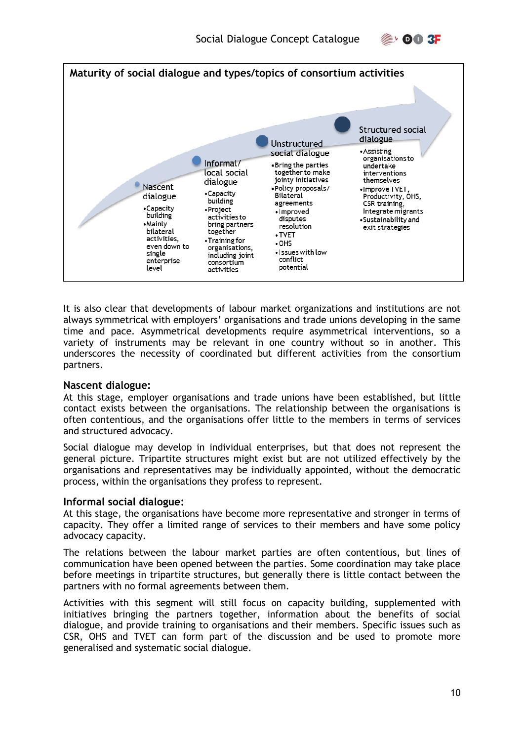**Maturity of social dialogue and types/topics of consortium activities**

**Nascent dialogue**
- Capacity building
- Mainly bilateral activities, even down to single enterprise level

**Informal/ local social dialogue**
- Capacity building
- Project activities to bring partners together
- Training for organisations, including joint consortium activities

**Unstructured social dialogue**
- Bring the parties together to make jointy initiatives
- Policy proposals/ Bilateral agreements
- Improved disputes resolution
- TVET
- OHS
- Issues with low conflict potential

**Structured social dialogue**
- Assisting organisations to undertake interventions themselves
- Improve TVET, Productivity, OHS, CSR training, Integrate migrants
- Sustainability and exit strategies

It is also clear that developments of labour market organizations and institutions are not always symmetrical with employers' organisations and trade unions developing in the same time and pace. Asymmetrical developments require asymmetrical interventions, so a variety of instruments may be relevant in one country without so in another. This underscores the necessity of coordinated but different activities from the consortium partners.

## Nascent dialogue:

At this stage, employer organisations and trade unions have been established, but little contact exists between the organisations. The relationship between the organisations is often contentious, and the organisations offer little to the members in terms of services and structured advocacy.

Social dialogue may develop in individual enterprises, but that does not represent the general picture. Tripartite structures might exist but are not utilized effectively by the organisations and representatives may be individually appointed, without the democratic process, within the organisations they profess to represent.

## Informal social dialogue:

At this stage, the organisations have become more representative and stronger in terms of capacity. They offer a limited range of services to their members and have some policy advocacy capacity.

The relations between the labour market parties are often contentious, but lines of communication have been opened between the parties. Some coordination may take place before meetings in tripartite structures, but generally there is little contact between the partners with no formal agreements between them.

Activities with this segment will still focus on capacity building, supplemented with initiatives bringing the partners together, information about the benefits of social dialogue, and provide training to organisations and their members. Specific issues such as CSR, OHS and TVET can form part of the discussion and be used to promote more generalised and systematic social dialogue.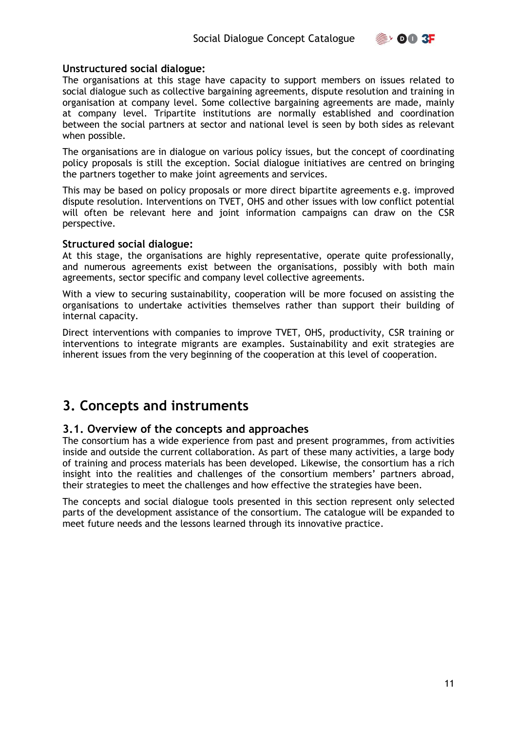**Unstructured social dialogue:**
The organisations at this stage have capacity to support members on issues related to social dialogue such as collective bargaining agreements, dispute resolution and training in organisation at company level. Some collective bargaining agreements are made, mainly at company level. Tripartite institutions are normally established and coordination between the social partners at sector and national level is seen by both sides as relevant when possible.

The organisations are in dialogue on various policy issues, but the concept of coordinating policy proposals is still the exception. Social dialogue initiatives are centred on bringing the partners together to make joint agreements and services.

This may be based on policy proposals or more direct bipartite agreements e.g. improved dispute resolution. Interventions on TVET, OHS and other issues with low conflict potential will often be relevant here and joint information campaigns can draw on the CSR perspective.

**Structured social dialogue:**
At this stage, the organisations are highly representative, operate quite professionally, and numerous agreements exist between the organisations, possibly with both main agreements, sector specific and company level collective agreements.

With a view to securing sustainability, cooperation will be more focused on assisting the organisations to undertake activities themselves rather than support their building of internal capacity.

Direct interventions with companies to improve TVET, OHS, productivity, CSR training or interventions to integrate migrants are examples. Sustainability and exit strategies are inherent issues from the very beginning of the cooperation at this level of cooperation.

# 3. Concepts and instruments

## 3.1. Overview of the concepts and approaches

The consortium has a wide experience from past and present programmes, from activities inside and outside the current collaboration. As part of these many activities, a large body of training and process materials has been developed. Likewise, the consortium has a rich insight into the realities and challenges of the consortium members' partners abroad, their strategies to meet the challenges and how effective the strategies have been.

The concepts and social dialogue tools presented in this section represent only selected parts of the development assistance of the consortium. The catalogue will be expanded to meet future needs and the lessons learned through its innovative practice.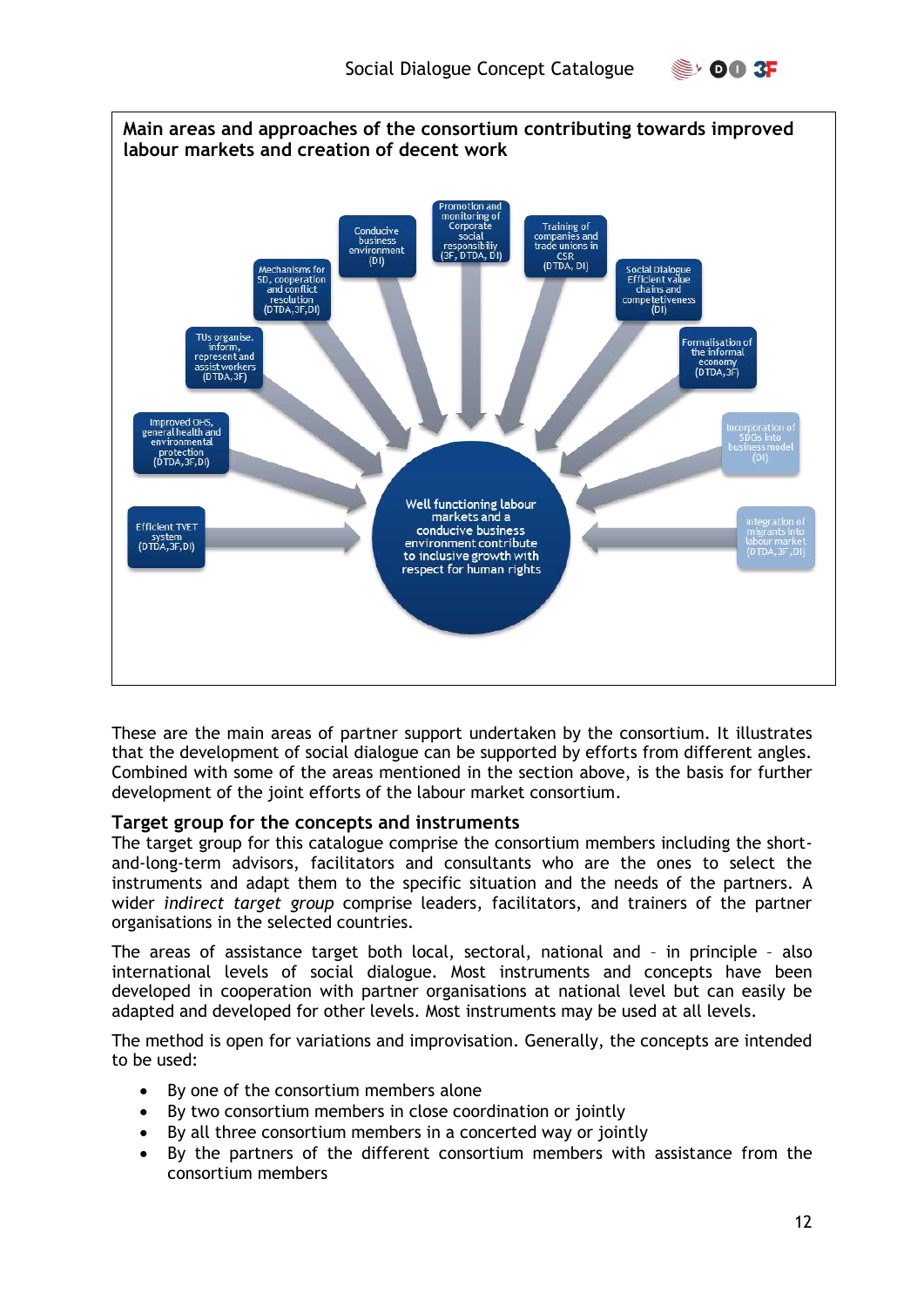**Main areas and approaches of the consortium contributing towards improved labour markets and creation of decent work**

- Efficient TVET system (DTDA,3F,DI)
- Improved OHS, general health and environmental protection (DTDA,3F,DI)
- TUs organise, inform, represent and assist workers (DTDA,3F)
- Mechanisms for SD, cooperation and conflict resolution (DTDA,3F,DI)
- Conducive business environment (DI)
- Promotion and monitoring of Corporate social responsibility (3F, DTDA, DI)
- Training of companies and trade unions in CSR (DTDA, DI)
- Social Dialogue Efficient value chains and competetiveness (DI)
- Formalisation of the informal economy (DTDA,3F)
- Incorporation of SDGs into business model (DI)
- Integration of migrants into labour market (DTDA,3F,DI)

Well functioning labour markets and a conducive business environment contribute to inclusive growth with respect for human rights

These are the main areas of partner support undertaken by the consortium. It illustrates that the development of social dialogue can be supported by efforts from different angles. Combined with some of the areas mentioned in the section above, is the basis for further development of the joint efforts of the labour market consortium.

## Target group for the concepts and instruments

The target group for this catalogue comprise the consortium members including the short-and-long-term advisors, facilitators and consultants who are the ones to select the instruments and adapt them to the specific situation and the needs of the partners. A wider *indirect target group* comprise leaders, facilitators, and trainers of the partner organisations in the selected countries.

The areas of assistance target both local, sectoral, national and – in principle – also international levels of social dialogue. Most instruments and concepts have been developed in cooperation with partner organisations at national level but can easily be adapted and developed for other levels. Most instruments may be used at all levels.

The method is open for variations and improvisation. Generally, the concepts are intended to be used:

- By one of the consortium members alone
- By two consortium members in close coordination or jointly
- By all three consortium members in a concerted way or jointly
- By the partners of the different consortium members with assistance from the consortium members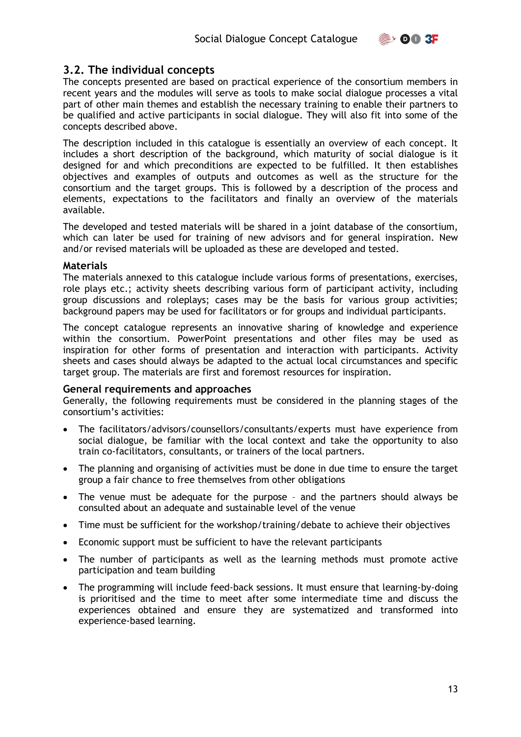## 3.2. The individual concepts

The concepts presented are based on practical experience of the consortium members in recent years and the modules will serve as tools to make social dialogue processes a vital part of other main themes and establish the necessary training to enable their partners to be qualified and active participants in social dialogue. They will also fit into some of the concepts described above.

The description included in this catalogue is essentially an overview of each concept. It includes a short description of the background, which maturity of social dialogue is it designed for and which preconditions are expected to be fulfilled. It then establishes objectives and examples of outputs and outcomes as well as the structure for the consortium and the target groups. This is followed by a description of the process and elements, expectations to the facilitators and finally an overview of the materials available.

The developed and tested materials will be shared in a joint database of the consortium, which can later be used for training of new advisors and for general inspiration. New and/or revised materials will be uploaded as these are developed and tested.

### Materials

The materials annexed to this catalogue include various forms of presentations, exercises, role plays etc.; activity sheets describing various form of participant activity, including group discussions and roleplays; cases may be the basis for various group activities; background papers may be used for facilitators or for groups and individual participants.

The concept catalogue represents an innovative sharing of knowledge and experience within the consortium. PowerPoint presentations and other files may be used as inspiration for other forms of presentation and interaction with participants. Activity sheets and cases should always be adapted to the actual local circumstances and specific target group. The materials are first and foremost resources for inspiration.

### General requirements and approaches

Generally, the following requirements must be considered in the planning stages of the consortium's activities:

- The facilitators/advisors/counsellors/consultants/experts must have experience from social dialogue, be familiar with the local context and take the opportunity to also train co-facilitators, consultants, or trainers of the local partners.
- The planning and organising of activities must be done in due time to ensure the target group a fair chance to free themselves from other obligations
- The venue must be adequate for the purpose – and the partners should always be consulted about an adequate and sustainable level of the venue
- Time must be sufficient for the workshop/training/debate to achieve their objectives
- Economic support must be sufficient to have the relevant participants
- The number of participants as well as the learning methods must promote active participation and team building
- The programming will include feed-back sessions. It must ensure that learning-by-doing is prioritised and the time to meet after some intermediate time and discuss the experiences obtained and ensure they are systematized and transformed into experience-based learning.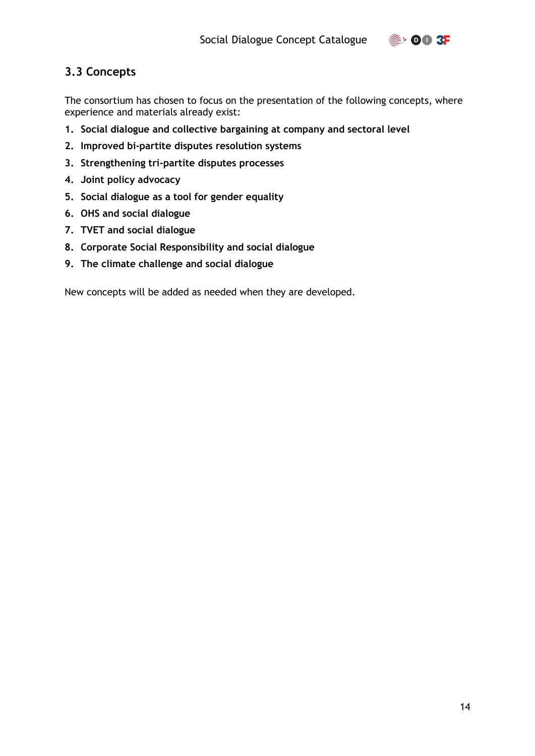### 3.3 Concepts

The consortium has chosen to focus on the presentation of the following concepts, where experience and materials already exist:

1. **Social dialogue and collective bargaining at company and sectoral level**
2. **Improved bi-partite disputes resolution systems**
3. **Strengthening tri-partite disputes processes**
4. **Joint policy advocacy**
5. **Social dialogue as a tool for gender equality**
6. **OHS and social dialogue**
7. **TVET and social dialogue**
8. **Corporate Social Responsibility and social dialogue**
9. **The climate challenge and social dialogue**

New concepts will be added as needed when they are developed.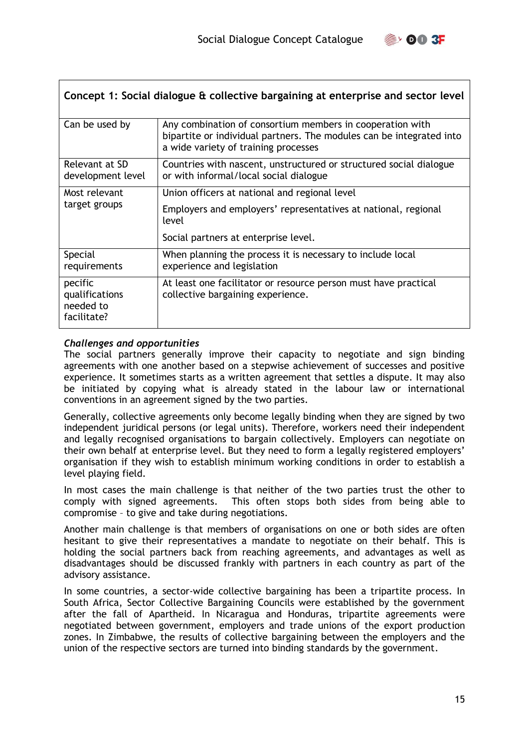| Concept 1: Social dialogue & collective bargaining at enterprise and sector level | |
|---|---|
| Can be used by | Any combination of consortium members in cooperation with bipartite or individual partners. The modules can be integrated into a wide variety of training processes |
| Relevant at SD development level | Countries with nascent, unstructured or structured social dialogue or with informal/local social dialogue |
| Most relevant target groups | Union officers at national and regional level<br>Employers and employers' representatives at national, regional level<br>Social partners at enterprise level. |
| Special requirements | When planning the process it is necessary to include local experience and legislation |
| pecific qualifications needed to facilitate? | At least one facilitator or resource person must have practical collective bargaining experience. |

### *Challenges and opportunities*

The social partners generally improve their capacity to negotiate and sign binding agreements with one another based on a stepwise achievement of successes and positive experience. It sometimes starts as a written agreement that settles a dispute. It may also be initiated by copying what is already stated in the labour law or international conventions in an agreement signed by the two parties.

Generally, collective agreements only become legally binding when they are signed by two independent juridical persons (or legal units). Therefore, workers need their independent and legally recognised organisations to bargain collectively. Employers can negotiate on their own behalf at enterprise level. But they need to form a legally registered employers' organisation if they wish to establish minimum working conditions in order to establish a level playing field.

In most cases the main challenge is that neither of the two parties trust the other to comply with signed agreements. This often stops both sides from being able to compromise – to give and take during negotiations.

Another main challenge is that members of organisations on one or both sides are often hesitant to give their representatives a mandate to negotiate on their behalf. This is holding the social partners back from reaching agreements, and advantages as well as disadvantages should be discussed frankly with partners in each country as part of the advisory assistance.

In some countries, a sector-wide collective bargaining has been a tripartite process. In South Africa, Sector Collective Bargaining Councils were established by the government after the fall of Apartheid. In Nicaragua and Honduras, tripartite agreements were negotiated between government, employers and trade unions of the export production zones. In Zimbabwe, the results of collective bargaining between the employers and the union of the respective sectors are turned into binding standards by the government.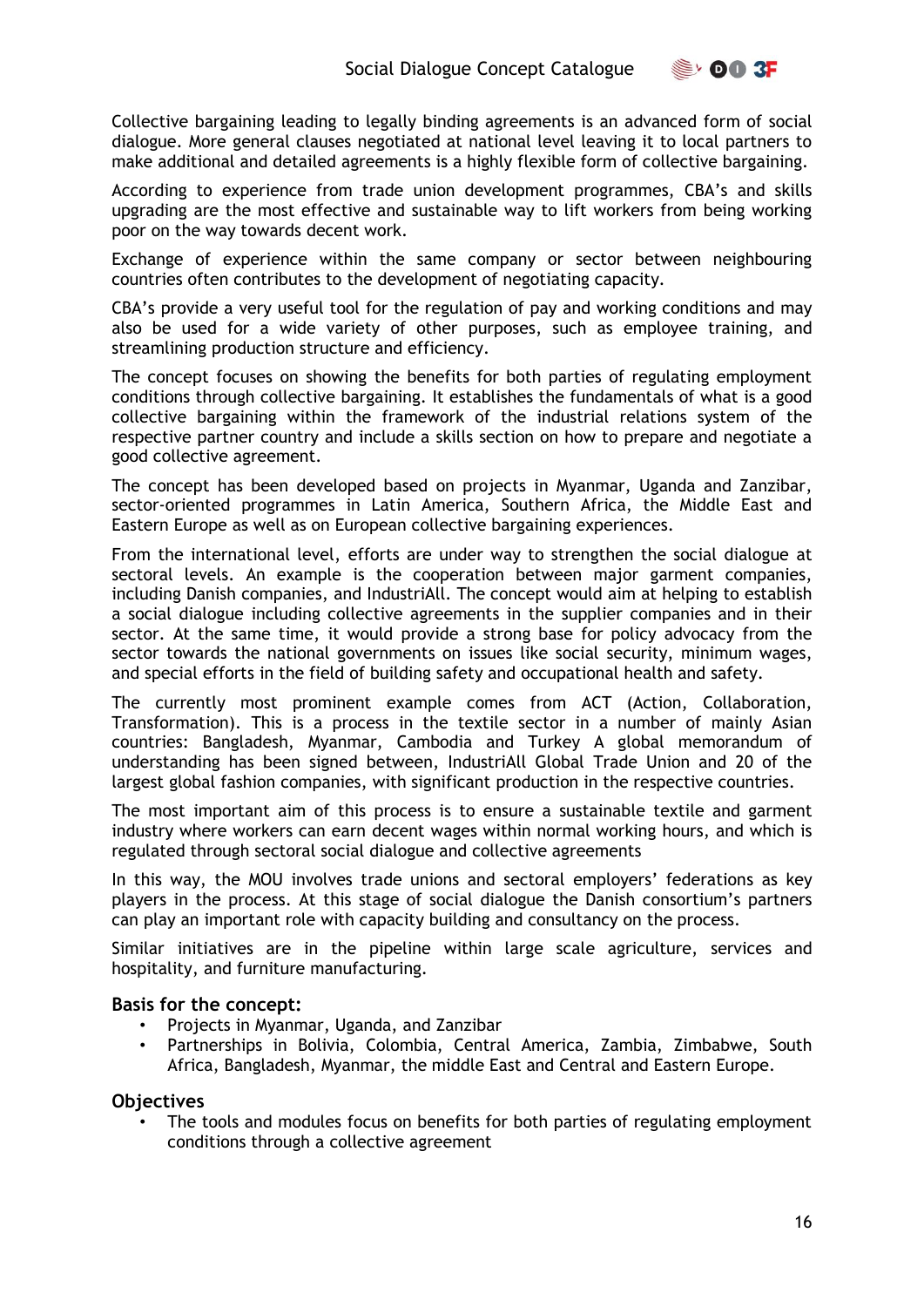Collective bargaining leading to legally binding agreements is an advanced form of social dialogue. More general clauses negotiated at national level leaving it to local partners to make additional and detailed agreements is a highly flexible form of collective bargaining.

According to experience from trade union development programmes, CBA's and skills upgrading are the most effective and sustainable way to lift workers from being working poor on the way towards decent work.

Exchange of experience within the same company or sector between neighbouring countries often contributes to the development of negotiating capacity.

CBA's provide a very useful tool for the regulation of pay and working conditions and may also be used for a wide variety of other purposes, such as employee training, and streamlining production structure and efficiency.

The concept focuses on showing the benefits for both parties of regulating employment conditions through collective bargaining. It establishes the fundamentals of what is a good collective bargaining within the framework of the industrial relations system of the respective partner country and include a skills section on how to prepare and negotiate a good collective agreement.

The concept has been developed based on projects in Myanmar, Uganda and Zanzibar, sector-oriented programmes in Latin America, Southern Africa, the Middle East and Eastern Europe as well as on European collective bargaining experiences.

From the international level, efforts are under way to strengthen the social dialogue at sectoral levels. An example is the cooperation between major garment companies, including Danish companies, and IndustriAll. The concept would aim at helping to establish a social dialogue including collective agreements in the supplier companies and in their sector. At the same time, it would provide a strong base for policy advocacy from the sector towards the national governments on issues like social security, minimum wages, and special efforts in the field of building safety and occupational health and safety.

The currently most prominent example comes from ACT (Action, Collaboration, Transformation). This is a process in the textile sector in a number of mainly Asian countries: Bangladesh, Myanmar, Cambodia and Turkey A global memorandum of understanding has been signed between, IndustriAll Global Trade Union and 20 of the largest global fashion companies, with significant production in the respective countries.

The most important aim of this process is to ensure a sustainable textile and garment industry where workers can earn decent wages within normal working hours, and which is regulated through sectoral social dialogue and collective agreements

In this way, the MOU involves trade unions and sectoral employers' federations as key players in the process. At this stage of social dialogue the Danish consortium's partners can play an important role with capacity building and consultancy on the process.

Similar initiatives are in the pipeline within large scale agriculture, services and hospitality, and furniture manufacturing.

### Basis for the concept:

- Projects in Myanmar, Uganda, and Zanzibar
- Partnerships in Bolivia, Colombia, Central America, Zambia, Zimbabwe, South Africa, Bangladesh, Myanmar, the middle East and Central and Eastern Europe.

### Objectives

- The tools and modules focus on benefits for both parties of regulating employment conditions through a collective agreement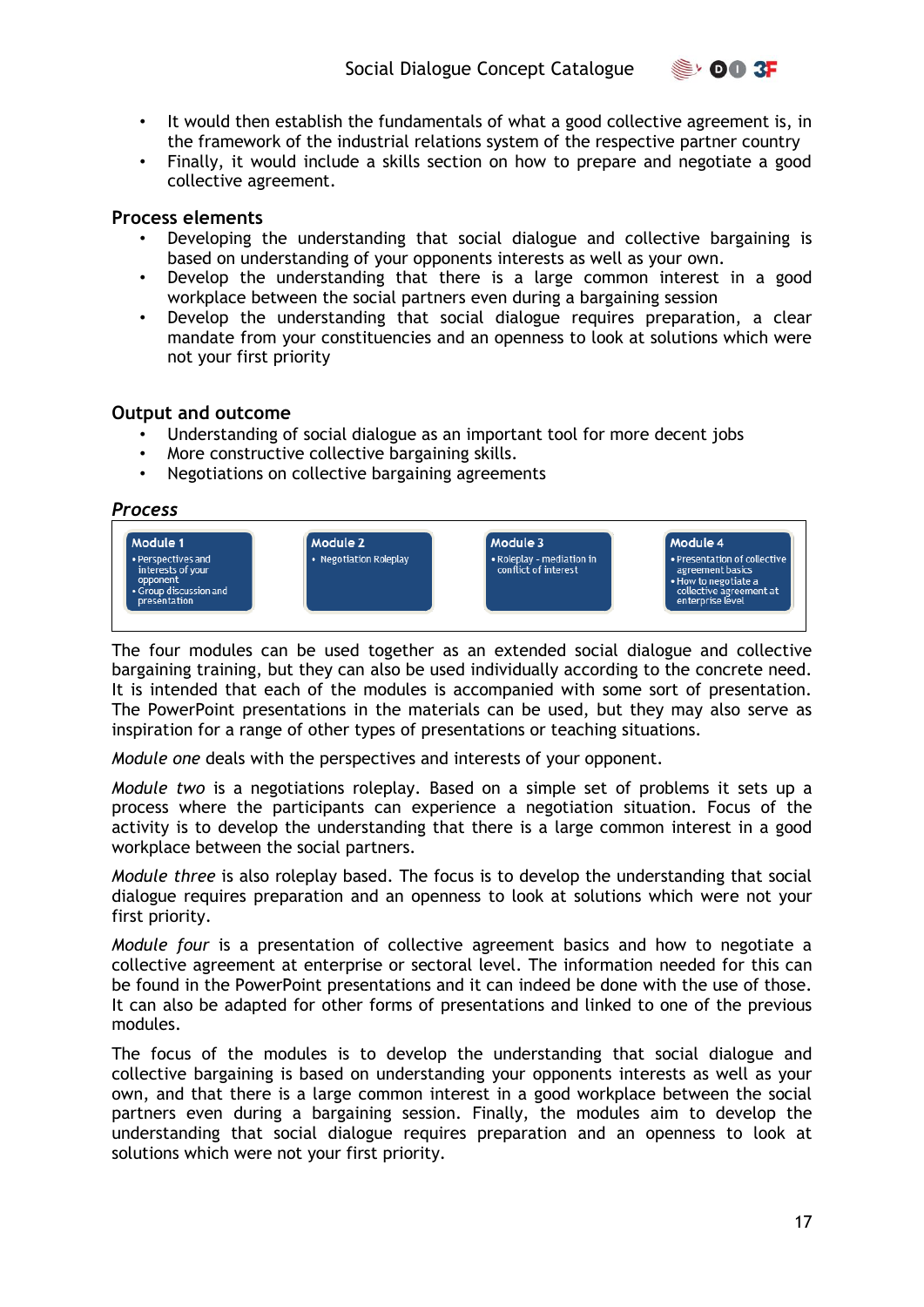- It would then establish the fundamentals of what a good collective agreement is, in the framework of the industrial relations system of the respective partner country
- Finally, it would include a skills section on how to prepare and negotiate a good collective agreement.

### Process elements

- Developing the understanding that social dialogue and collective bargaining is based on understanding of your opponents interests as well as your own.
- Develop the understanding that there is a large common interest in a good workplace between the social partners even during a bargaining session
- Develop the understanding that social dialogue requires preparation, a clear mandate from your constituencies and an openness to look at solutions which were not your first priority

### Output and outcome

- Understanding of social dialogue as an important tool for more decent jobs
- More constructive collective bargaining skills.
- Negotiations on collective bargaining agreements

### *Process*

| Module 1 | Module 2 | Module 3 | Module 4 |
|---|---|---|---|
| • Perspectives and interests of your opponent<br>• Group discussion and presentation | • Negotiation Roleplay | • Roleplay – mediation in conflict of interest | • Presentation of collective agreement basics<br>• How to negotiate a collective agreement at enterprise level |

The four modules can be used together as an extended social dialogue and collective bargaining training, but they can also be used individually according to the concrete need. It is intended that each of the modules is accompanied with some sort of presentation. The PowerPoint presentations in the materials can be used, but they may also serve as inspiration for a range of other types of presentations or teaching situations.

*Module one* deals with the perspectives and interests of your opponent.

*Module two* is a negotiations roleplay. Based on a simple set of problems it sets up a process where the participants can experience a negotiation situation. Focus of the activity is to develop the understanding that there is a large common interest in a good workplace between the social partners.

*Module three* is also roleplay based. The focus is to develop the understanding that social dialogue requires preparation and an openness to look at solutions which were not your first priority.

*Module four* is a presentation of collective agreement basics and how to negotiate a collective agreement at enterprise or sectoral level. The information needed for this can be found in the PowerPoint presentations and it can indeed be done with the use of those. It can also be adapted for other forms of presentations and linked to one of the previous modules.

The focus of the modules is to develop the understanding that social dialogue and collective bargaining is based on understanding your opponents interests as well as your own, and that there is a large common interest in a good workplace between the social partners even during a bargaining session. Finally, the modules aim to develop the understanding that social dialogue requires preparation and an openness to look at solutions which were not your first priority.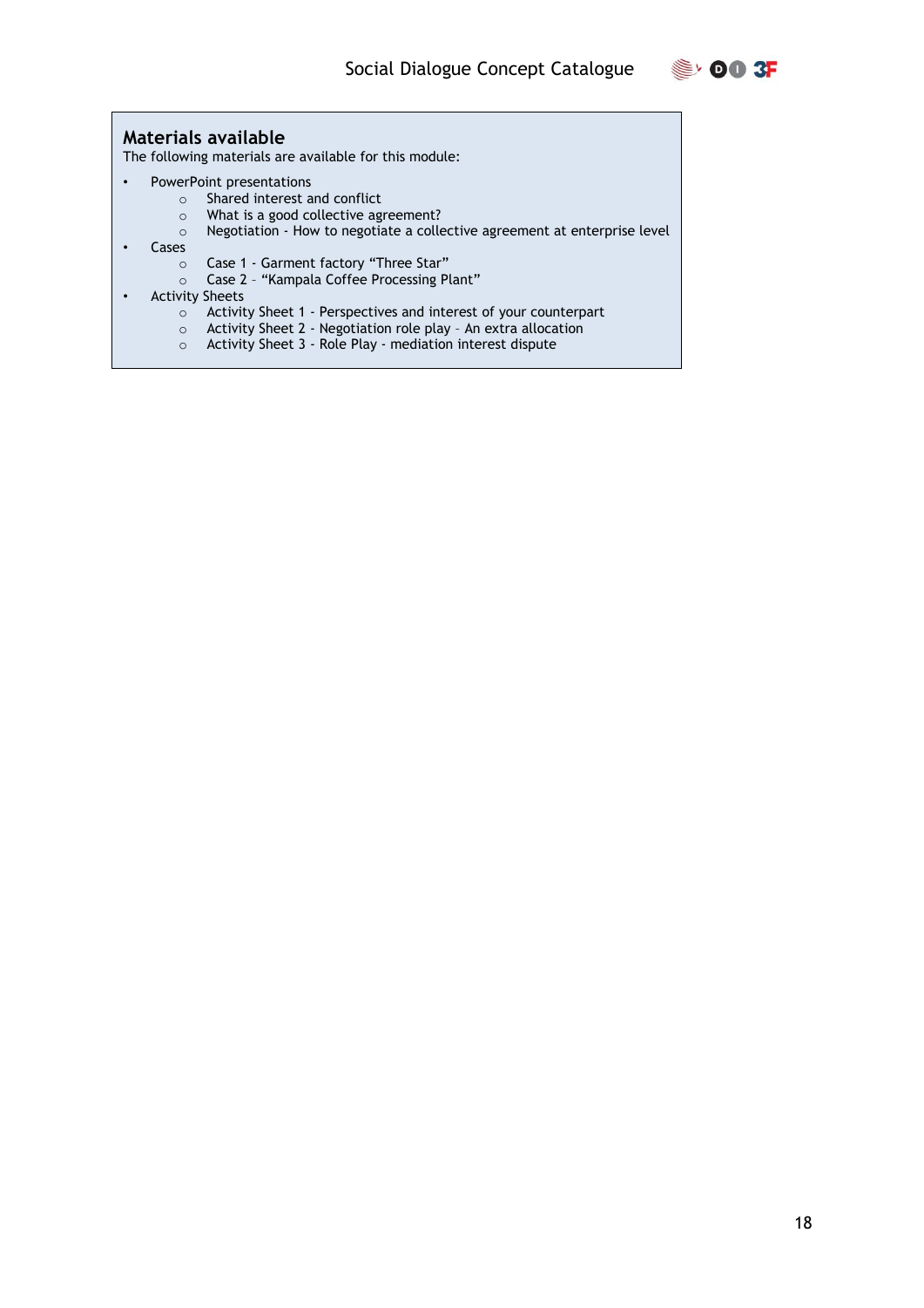## Materials available

The following materials are available for this module:

- PowerPoint presentations
  - Shared interest and conflict
  - What is a good collective agreement?
  - Negotiation - How to negotiate a collective agreement at enterprise level
- Cases
  - Case 1 - Garment factory “Three Star”
  - Case 2 – “Kampala Coffee Processing Plant”
- Activity Sheets
  - Activity Sheet 1 - Perspectives and interest of your counterpart
  - Activity Sheet 2 - Negotiation role play – An extra allocation
  - Activity Sheet 3 - Role Play - mediation interest dispute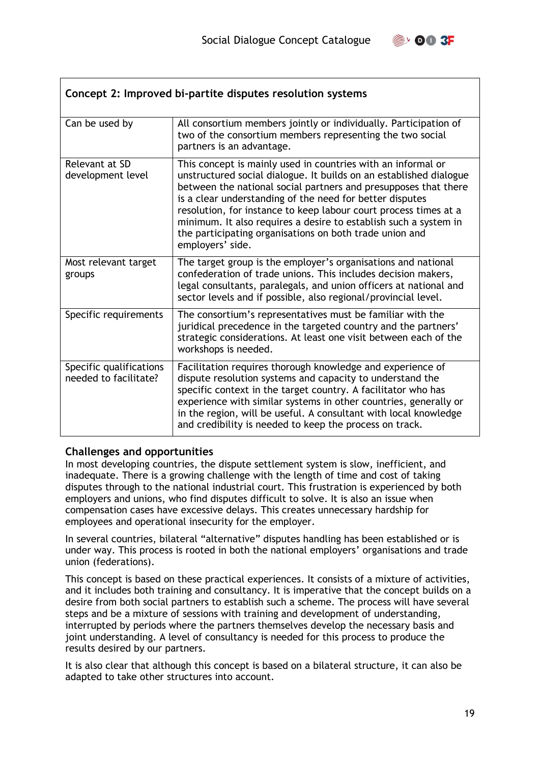| Concept 2: Improved bi-partite disputes resolution systems | |
|---|---|
| Can be used by | All consortium members jointly or individually. Participation of two of the consortium members representing the two social partners is an advantage. |
| Relevant at SD development level | This concept is mainly used in countries with an informal or unstructured social dialogue. It builds on an established dialogue between the national social partners and presupposes that there is a clear understanding of the need for better disputes resolution, for instance to keep labour court process times at a minimum. It also requires a desire to establish such a system in the participating organisations on both trade union and employers' side. |
| Most relevant target groups | The target group is the employer's organisations and national confederation of trade unions. This includes decision makers, legal consultants, paralegals, and union officers at national and sector levels and if possible, also regional/provincial level. |
| Specific requirements | The consortium's representatives must be familiar with the juridical precedence in the targeted country and the partners' strategic considerations. At least one visit between each of the workshops is needed. |
| Specific qualifications needed to facilitate? | Facilitation requires thorough knowledge and experience of dispute resolution systems and capacity to understand the specific context in the target country. A facilitator who has experience with similar systems in other countries, generally or in the region, will be useful. A consultant with local knowledge and credibility is needed to keep the process on track. |

### Challenges and opportunities

In most developing countries, the dispute settlement system is slow, inefficient, and inadequate. There is a growing challenge with the length of time and cost of taking disputes through to the national industrial court. This frustration is experienced by both employers and unions, who find disputes difficult to solve. It is also an issue when compensation cases have excessive delays. This creates unnecessary hardship for employees and operational insecurity for the employer.

In several countries, bilateral "alternative" disputes handling has been established or is under way. This process is rooted in both the national employers' organisations and trade union (federations).

This concept is based on these practical experiences. It consists of a mixture of activities, and it includes both training and consultancy. It is imperative that the concept builds on a desire from both social partners to establish such a scheme. The process will have several steps and be a mixture of sessions with training and development of understanding, interrupted by periods where the partners themselves develop the necessary basis and joint understanding. A level of consultancy is needed for this process to produce the results desired by our partners.

It is also clear that although this concept is based on a bilateral structure, it can also be adapted to take other structures into account.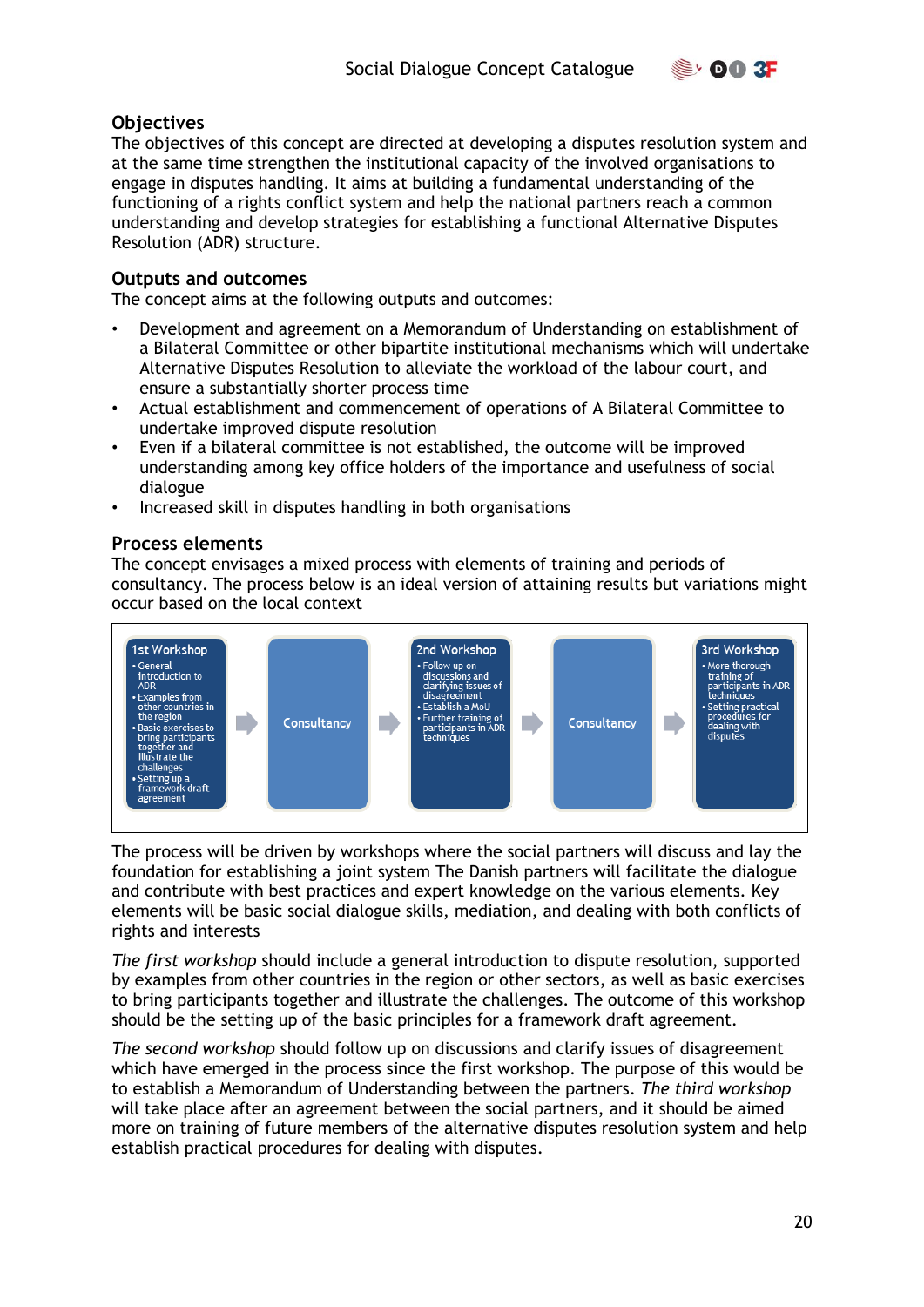## Objectives

The objectives of this concept are directed at developing a disputes resolution system and at the same time strengthen the institutional capacity of the involved organisations to engage in disputes handling. It aims at building a fundamental understanding of the functioning of a rights conflict system and help the national partners reach a common understanding and develop strategies for establishing a functional Alternative Disputes Resolution (ADR) structure.

## Outputs and outcomes

The concept aims at the following outputs and outcomes:

- Development and agreement on a Memorandum of Understanding on establishment of a Bilateral Committee or other bipartite institutional mechanisms which will undertake Alternative Disputes Resolution to alleviate the workload of the labour court, and ensure a substantially shorter process time
- Actual establishment and commencement of operations of A Bilateral Committee to undertake improved dispute resolution
- Even if a bilateral committee is not established, the outcome will be improved understanding among key office holders of the importance and usefulness of social dialogue
- Increased skill in disputes handling in both organisations

## Process elements

The concept envisages a mixed process with elements of training and periods of consultancy. The process below is an ideal version of attaining results but variations might occur based on the local context

| 1st Workshop | | Consultancy | | 2nd Workshop | | Consultancy | | 3rd Workshop |
|---|---|---|---|---|---|---|---|---|
| • General introduction to ADR<br>• Examples from other countries in the region<br>• Basic exercises to bring participants together and illustrate the challenges<br>• Setting up a framework draft agreement | → | | → | • Follow up on discussions and clarifying issues of disagreement<br>• Establish a MoU<br>• Further training of participants in ADR techniques | → | | → | • More thorough training of participants in ADR techniques<br>• Setting practical procedures for dealing with disputes |

The process will be driven by workshops where the social partners will discuss and lay the foundation for establishing a joint system The Danish partners will facilitate the dialogue and contribute with best practices and expert knowledge on the various elements. Key elements will be basic social dialogue skills, mediation, and dealing with both conflicts of rights and interests

*The first workshop* should include a general introduction to dispute resolution, supported by examples from other countries in the region or other sectors, as well as basic exercises to bring participants together and illustrate the challenges. The outcome of this workshop should be the setting up of the basic principles for a framework draft agreement.

*The second workshop* should follow up on discussions and clarify issues of disagreement which have emerged in the process since the first workshop. The purpose of this would be to establish a Memorandum of Understanding between the partners. *The third workshop* will take place after an agreement between the social partners, and it should be aimed more on training of future members of the alternative disputes resolution system and help establish practical procedures for dealing with disputes.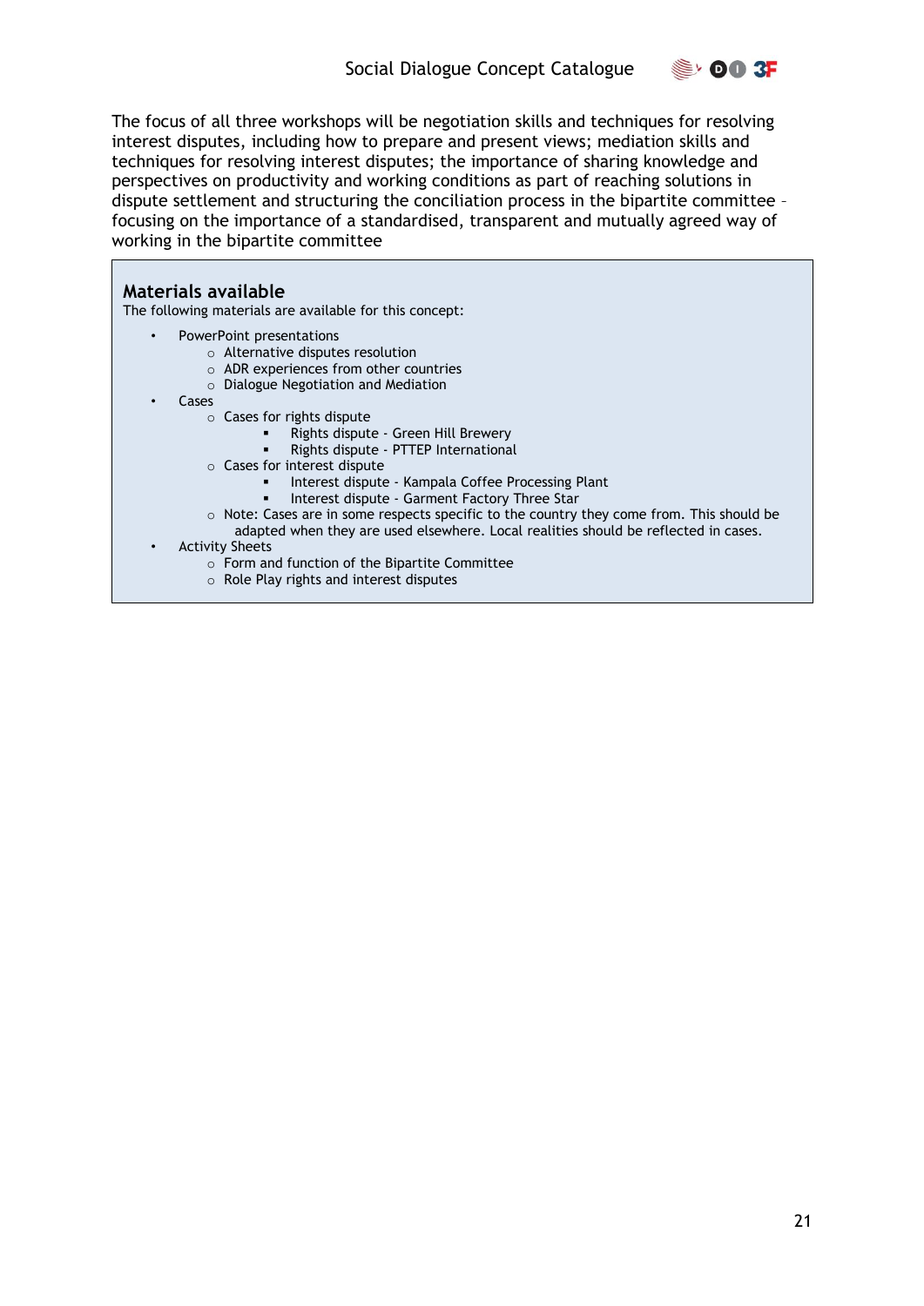The focus of all three workshops will be negotiation skills and techniques for resolving interest disputes, including how to prepare and present views; mediation skills and techniques for resolving interest disputes; the importance of sharing knowledge and perspectives on productivity and working conditions as part of reaching solutions in dispute settlement and structuring the conciliation process in the bipartite committee – focusing on the importance of a standardised, transparent and mutually agreed way of working in the bipartite committee

## Materials available

The following materials are available for this concept:

- PowerPoint presentations
  - Alternative disputes resolution
  - ADR experiences from other countries
  - Dialogue Negotiation and Mediation
- Cases
  - Cases for rights dispute
    - Rights dispute - Green Hill Brewery
    - Rights dispute - PTTEP International
  - Cases for interest dispute
    - Interest dispute - Kampala Coffee Processing Plant
    - Interest dispute - Garment Factory Three Star
  - Note: Cases are in some respects specific to the country they come from. This should be adapted when they are used elsewhere. Local realities should be reflected in cases.
- Activity Sheets
  - Form and function of the Bipartite Committee
  - Role Play rights and interest disputes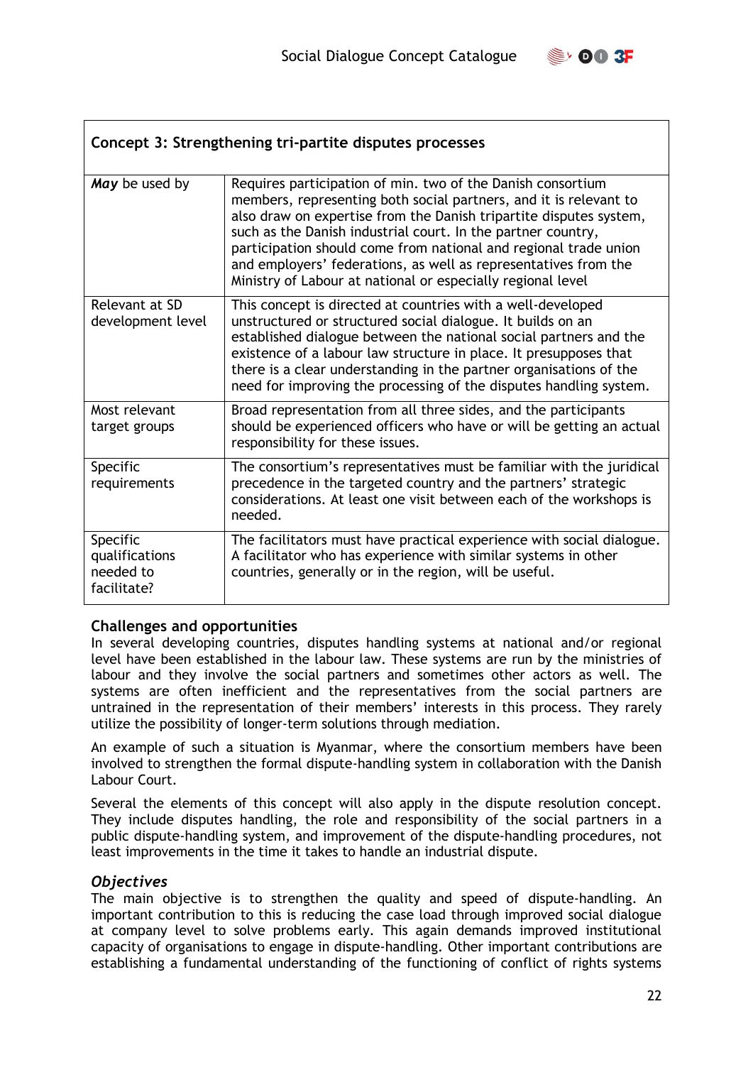| Concept 3: Strengthening tri-partite disputes processes | |
|---|---|
| ***May*** be used by | Requires participation of min. two of the Danish consortium members, representing both social partners, and it is relevant to also draw on expertise from the Danish tripartite disputes system, such as the Danish industrial court. In the partner country, participation should come from national and regional trade union and employers' federations, as well as representatives from the Ministry of Labour at national or especially regional level |
| Relevant at SD development level | This concept is directed at countries with a well-developed unstructured or structured social dialogue. It builds on an established dialogue between the national social partners and the existence of a labour law structure in place. It presupposes that there is a clear understanding in the partner organisations of the need for improving the processing of the disputes handling system. |
| Most relevant target groups | Broad representation from all three sides, and the participants should be experienced officers who have or will be getting an actual responsibility for these issues. |
| Specific requirements | The consortium's representatives must be familiar with the juridical precedence in the targeted country and the partners' strategic considerations. At least one visit between each of the workshops is needed. |
| Specific qualifications needed to facilitate? | The facilitators must have practical experience with social dialogue. A facilitator who has experience with similar systems in other countries, generally or in the region, will be useful. |

### Challenges and opportunities

In several developing countries, disputes handling systems at national and/or regional level have been established in the labour law. These systems are run by the ministries of labour and they involve the social partners and sometimes other actors as well. The systems are often inefficient and the representatives from the social partners are untrained in the representation of their members' interests in this process. They rarely utilize the possibility of longer-term solutions through mediation.

An example of such a situation is Myanmar, where the consortium members have been involved to strengthen the formal dispute-handling system in collaboration with the Danish Labour Court.

Several the elements of this concept will also apply in the dispute resolution concept. They include disputes handling, the role and responsibility of the social partners in a public dispute-handling system, and improvement of the dispute-handling procedures, not least improvements in the time it takes to handle an industrial dispute.

### *Objectives*

The main objective is to strengthen the quality and speed of dispute-handling. An important contribution to this is reducing the case load through improved social dialogue at company level to solve problems early. This again demands improved institutional capacity of organisations to engage in dispute-handling. Other important contributions are establishing a fundamental understanding of the functioning of conflict of rights systems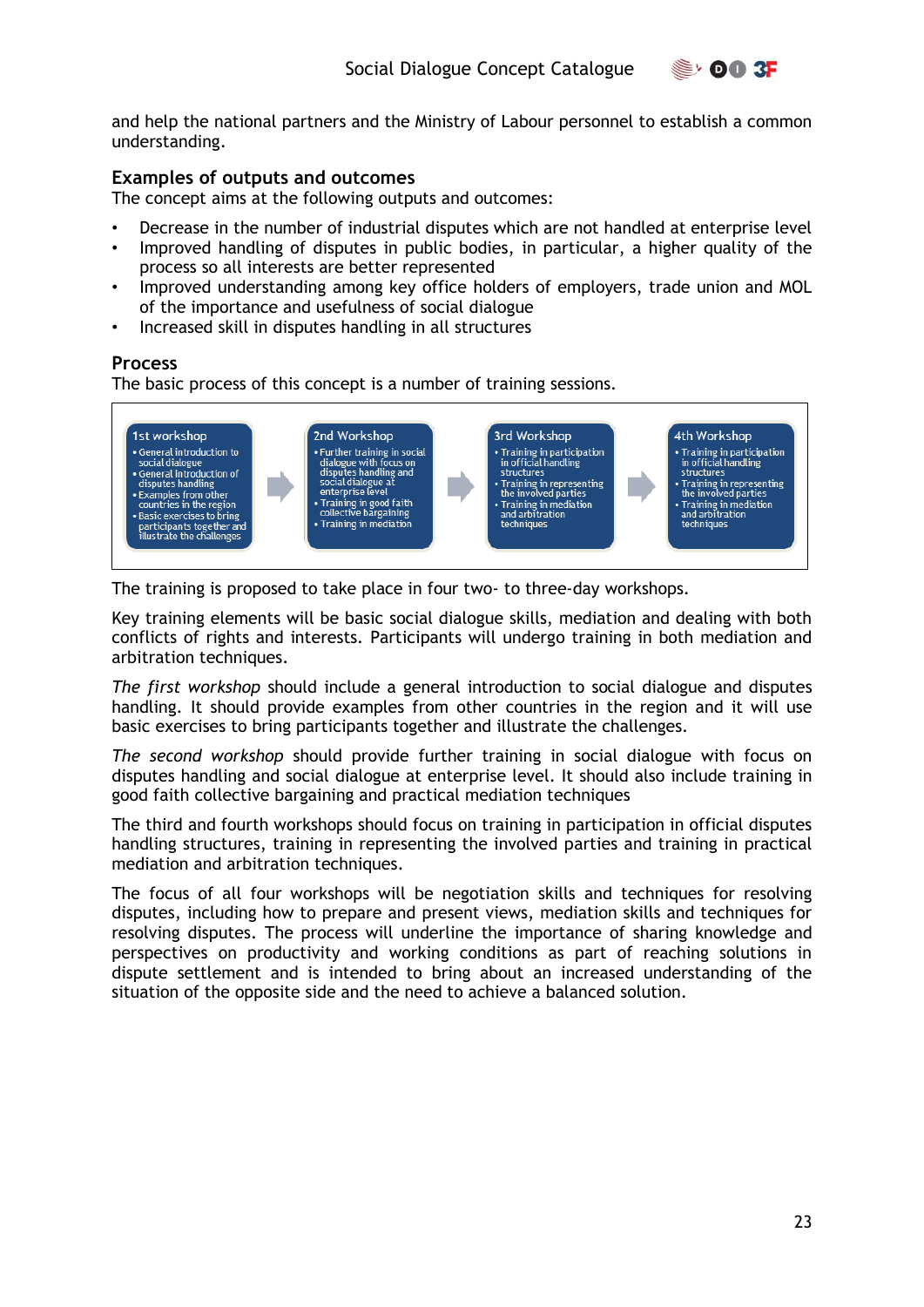and help the national partners and the Ministry of Labour personnel to establish a common understanding.

### Examples of outputs and outcomes

The concept aims at the following outputs and outcomes:

- Decrease in the number of industrial disputes which are not handled at enterprise level
- Improved handling of disputes in public bodies, in particular, a higher quality of the process so all interests are better represented
- Improved understanding among key office holders of employers, trade union and MOL of the importance and usefulness of social dialogue
- Increased skill in disputes handling in all structures

### Process

The basic process of this concept is a number of training sessions.

**1st workshop**
- General introduction to social dialogue
- General introduction of disputes handling
- Examples from other countries in the region
- Basic exercises to bring participants together and illustrate the challenges

**2nd Workshop**
- Further training in social dialogue with focus on disputes handling and social dialogue at enterprise level
- Training in good faith collective bargaining
- Training in mediation

**3rd Workshop**
- Training in participation in official handling structures
- Training in representing the involved parties
- Training in mediation and arbitration techniques

**4th Workshop**
- Training in participation in official handling structures
- Training in representing the involved parties
- Training in mediation and arbitration techniques

The training is proposed to take place in four two- to three-day workshops.

Key training elements will be basic social dialogue skills, mediation and dealing with both conflicts of rights and interests. Participants will undergo training in both mediation and arbitration techniques.

*The first workshop* should include a general introduction to social dialogue and disputes handling. It should provide examples from other countries in the region and it will use basic exercises to bring participants together and illustrate the challenges.

*The second workshop* should provide further training in social dialogue with focus on disputes handling and social dialogue at enterprise level. It should also include training in good faith collective bargaining and practical mediation techniques

The third and fourth workshops should focus on training in participation in official disputes handling structures, training in representing the involved parties and training in practical mediation and arbitration techniques.

The focus of all four workshops will be negotiation skills and techniques for resolving disputes, including how to prepare and present views, mediation skills and techniques for resolving disputes. The process will underline the importance of sharing knowledge and perspectives on productivity and working conditions as part of reaching solutions in dispute settlement and is intended to bring about an increased understanding of the situation of the opposite side and the need to achieve a balanced solution.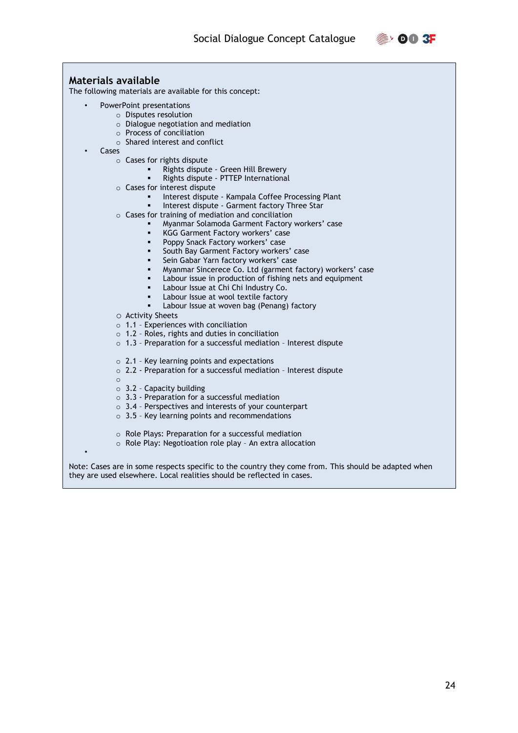## Materials available

The following materials are available for this concept:

- PowerPoint presentations
  - Disputes resolution
  - Dialogue negotiation and mediation
  - Process of conciliation
  - Shared interest and conflict
- Cases
  - Cases for rights dispute
    - Rights dispute - Green Hill Brewery
    - Rights dispute - PTTEP International
  - Cases for interest dispute
    - Interest dispute - Kampala Coffee Processing Plant
    - Interest dispute - Garment factory Three Star
  - Cases for training of mediation and conciliation
    - Myanmar Solamoda Garment Factory workers' case
    - KGG Garment Factory workers' case
    - Poppy Snack Factory workers' case
    - South Bay Garment Factory workers' case
    - Sein Gabar Yarn factory workers' case
    - Myanmar Sincerece Co. Ltd (garment factory) workers' case
    - Labour issue in production of fishing nets and equipment
    - Labour Issue at Chi Chi Industry Co.
    - Labour Issue at wool textile factory
    - Labour Issue at woven bag (Penang) factory
  - Activity Sheets
  - 1.1 - Experiences with conciliation
  - 1.2 - Roles, rights and duties in conciliation
  - 1.3 - Preparation for a successful mediation - Interest dispute

  - 2.1 - Key learning points and expectations
  - 2.2 - Preparation for a successful mediation - Interest dispute
  - 
  - 3.2 - Capacity building
  - 3.3 - Preparation for a successful mediation
  - 3.4 - Perspectives and interests of your counterpart
  - 3.5 - Key learning points and recommendations

  - Role Plays: Preparation for a successful mediation
  - Role Play: Negotioation role play - An extra allocation
- 

Note: Cases are in some respects specific to the country they come from. This should be adapted when they are used elsewhere. Local realities should be reflected in cases.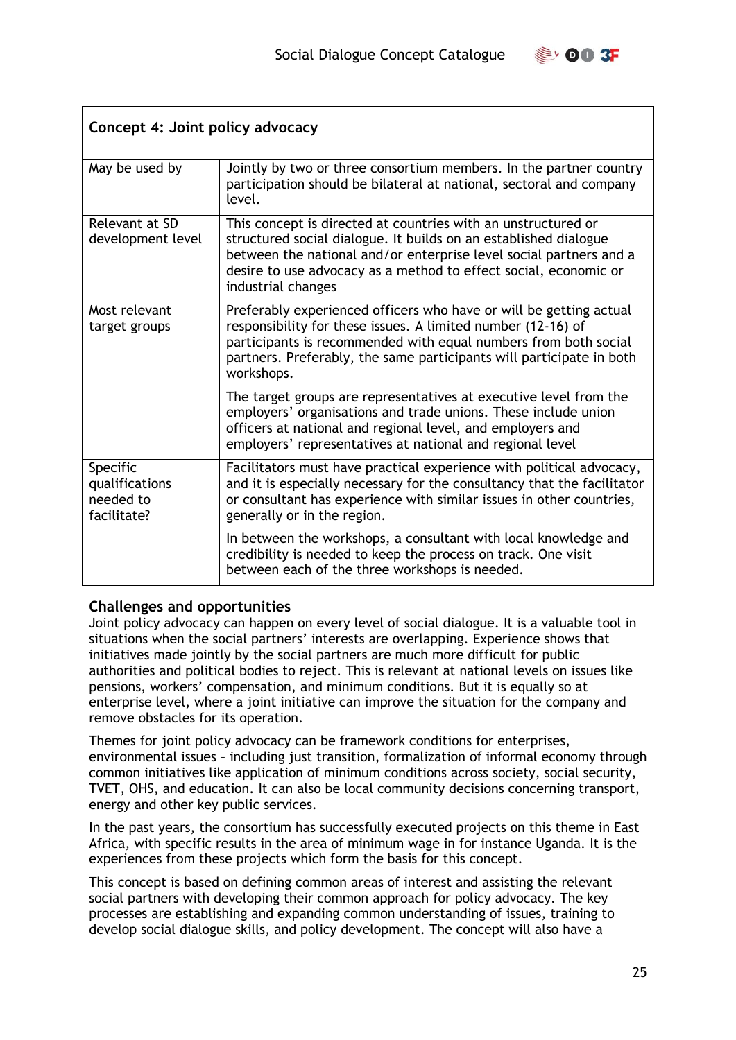| Concept 4: Joint policy advocacy | |
|---|---|
| May be used by | Jointly by two or three consortium members. In the partner country participation should be bilateral at national, sectoral and company level. |
| Relevant at SD development level | This concept is directed at countries with an unstructured or structured social dialogue. It builds on an established dialogue between the national and/or enterprise level social partners and a desire to use advocacy as a method to effect social, economic or industrial changes |
| Most relevant target groups | Preferably experienced officers who have or will be getting actual responsibility for these issues. A limited number (12-16) of participants is recommended with equal numbers from both social partners. Preferably, the same participants will participate in both workshops.<br><br>The target groups are representatives at executive level from the employers' organisations and trade unions. These include union officers at national and regional level, and employers and employers' representatives at national and regional level |
| Specific qualifications needed to facilitate? | Facilitators must have practical experience with political advocacy, and it is especially necessary for the consultancy that the facilitator or consultant has experience with similar issues in other countries, generally or in the region.<br><br>In between the workshops, a consultant with local knowledge and credibility is needed to keep the process on track. One visit between each of the three workshops is needed. |

**Challenges and opportunities**

Joint policy advocacy can happen on every level of social dialogue. It is a valuable tool in situations when the social partners' interests are overlapping. Experience shows that initiatives made jointly by the social partners are much more difficult for public authorities and political bodies to reject. This is relevant at national levels on issues like pensions, workers' compensation, and minimum conditions. But it is equally so at enterprise level, where a joint initiative can improve the situation for the company and remove obstacles for its operation.

Themes for joint policy advocacy can be framework conditions for enterprises, environmental issues – including just transition, formalization of informal economy through common initiatives like application of minimum conditions across society, social security, TVET, OHS, and education. It can also be local community decisions concerning transport, energy and other key public services.

In the past years, the consortium has successfully executed projects on this theme in East Africa, with specific results in the area of minimum wage in for instance Uganda. It is the experiences from these projects which form the basis for this concept.

This concept is based on defining common areas of interest and assisting the relevant social partners with developing their common approach for policy advocacy. The key processes are establishing and expanding common understanding of issues, training to develop social dialogue skills, and policy development. The concept will also have a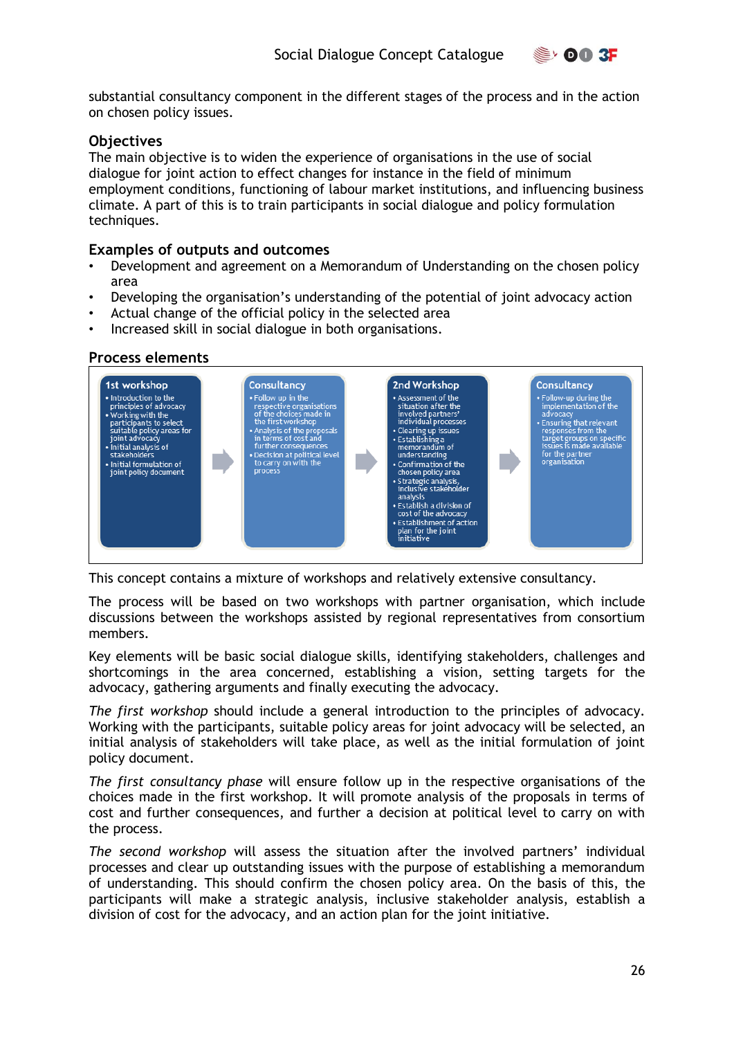substantial consultancy component in the different stages of the process and in the action on chosen policy issues.

### Objectives

The main objective is to widen the experience of organisations in the use of social dialogue for joint action to effect changes for instance in the field of minimum employment conditions, functioning of labour market institutions, and influencing business climate. A part of this is to train participants in social dialogue and policy formulation techniques.

### Examples of outputs and outcomes

- Development and agreement on a Memorandum of Understanding on the chosen policy area
- Developing the organisation's understanding of the potential of joint advocacy action
- Actual change of the official policy in the selected area
- Increased skill in social dialogue in both organisations.

### Process elements

| 1st workshop | | Consultancy | | 2nd Workshop | | Consultancy |
|---|---|---|---|---|---|---|
| • Introduction to the principles of advocacy<br>• Working with the participants to select suitable policy areas for joint advocacy<br>• Initial analysis of stakeholders<br>• Initial formulation of joint policy document | → | • Follow up in the respective organisations of the choices made in the first workshop<br>• Analysis of the proposals in terms of cost and further consequences<br>• Decision at political level to carry on with the process | → | • Assessment of the situation after the involved partners' individual processes<br>• Clearing up issues<br>• Establishing a memorandum of understanding<br>• Confirmation of the chosen policy area<br>• Strategic analysis, inclusive stakeholder analysis<br>• Establish a division of cost of the advocacy<br>• Establishment of action plan for the joint initiative | → | • Follow-up during the implementation of the advocacy<br>• Ensuring that relevant responses from the target groups on specific issues is made available for the partner organisation |

This concept contains a mixture of workshops and relatively extensive consultancy.

The process will be based on two workshops with partner organisation, which include discussions between the workshops assisted by regional representatives from consortium members.

Key elements will be basic social dialogue skills, identifying stakeholders, challenges and shortcomings in the area concerned, establishing a vision, setting targets for the advocacy, gathering arguments and finally executing the advocacy.

*The first workshop* should include a general introduction to the principles of advocacy. Working with the participants, suitable policy areas for joint advocacy will be selected, an initial analysis of stakeholders will take place, as well as the initial formulation of joint policy document.

*The first consultancy phase* will ensure follow up in the respective organisations of the choices made in the first workshop. It will promote analysis of the proposals in terms of cost and further consequences, and further a decision at political level to carry on with the process.

*The second workshop* will assess the situation after the involved partners' individual processes and clear up outstanding issues with the purpose of establishing a memorandum of understanding. This should confirm the chosen policy area. On the basis of this, the participants will make a strategic analysis, inclusive stakeholder analysis, establish a division of cost for the advocacy, and an action plan for the joint initiative.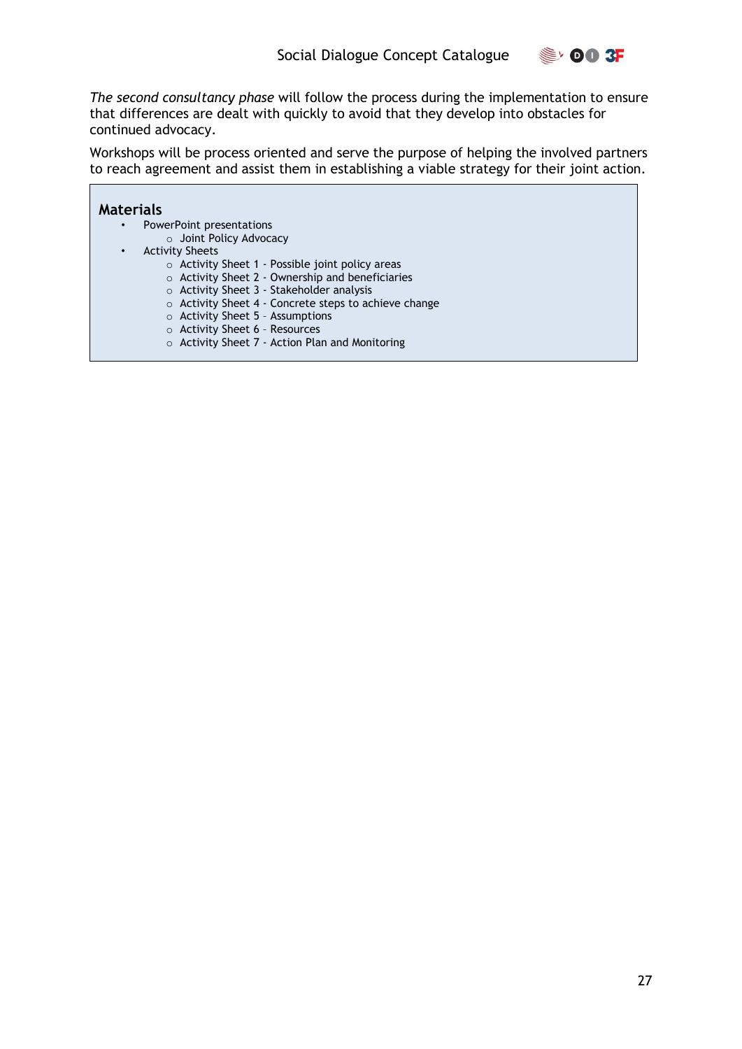*The second consultancy phase* will follow the process during the implementation to ensure that differences are dealt with quickly to avoid that they develop into obstacles for continued advocacy.

Workshops will be process oriented and serve the purpose of helping the involved partners to reach agreement and assist them in establishing a viable strategy for their joint action.

**Materials**

- PowerPoint presentations
  - Joint Policy Advocacy
- Activity Sheets
  - Activity Sheet 1 - Possible joint policy areas
  - Activity Sheet 2 - Ownership and beneficiaries
  - Activity Sheet 3 - Stakeholder analysis
  - Activity Sheet 4 - Concrete steps to achieve change
  - Activity Sheet 5 – Assumptions
  - Activity Sheet 6 – Resources
  - Activity Sheet 7 - Action Plan and Monitoring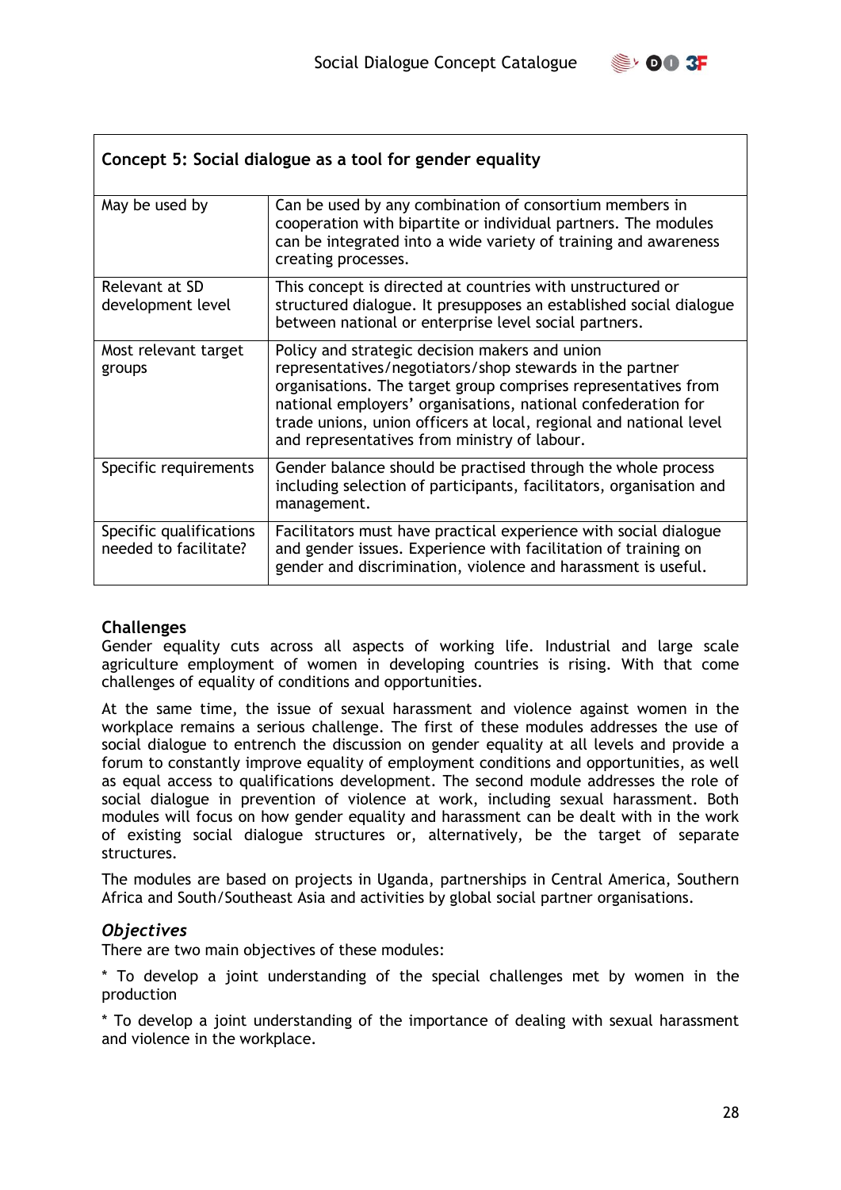| Concept 5: Social dialogue as a tool for gender equality | |
| --- | --- |
| May be used by | Can be used by any combination of consortium members in cooperation with bipartite or individual partners. The modules can be integrated into a wide variety of training and awareness creating processes. |
| Relevant at SD development level | This concept is directed at countries with unstructured or structured dialogue. It presupposes an established social dialogue between national or enterprise level social partners. |
| Most relevant target groups | Policy and strategic decision makers and union representatives/negotiators/shop stewards in the partner organisations. The target group comprises representatives from national employers' organisations, national confederation for trade unions, union officers at local, regional and national level and representatives from ministry of labour. |
| Specific requirements | Gender balance should be practised through the whole process including selection of participants, facilitators, organisation and management. |
| Specific qualifications needed to facilitate? | Facilitators must have practical experience with social dialogue and gender issues. Experience with facilitation of training on gender and discrimination, violence and harassment is useful. |

### Challenges

Gender equality cuts across all aspects of working life. Industrial and large scale agriculture employment of women in developing countries is rising. With that come challenges of equality of conditions and opportunities.

At the same time, the issue of sexual harassment and violence against women in the workplace remains a serious challenge. The first of these modules addresses the use of social dialogue to entrench the discussion on gender equality at all levels and provide a forum to constantly improve equality of employment conditions and opportunities, as well as equal access to qualifications development. The second module addresses the role of social dialogue in prevention of violence at work, including sexual harassment. Both modules will focus on how gender equality and harassment can be dealt with in the work of existing social dialogue structures or, alternatively, be the target of separate structures.

The modules are based on projects in Uganda, partnerships in Central America, Southern Africa and South/Southeast Asia and activities by global social partner organisations.

### *Objectives*

There are two main objectives of these modules:

* To develop a joint understanding of the special challenges met by women in the production

* To develop a joint understanding of the importance of dealing with sexual harassment and violence in the workplace.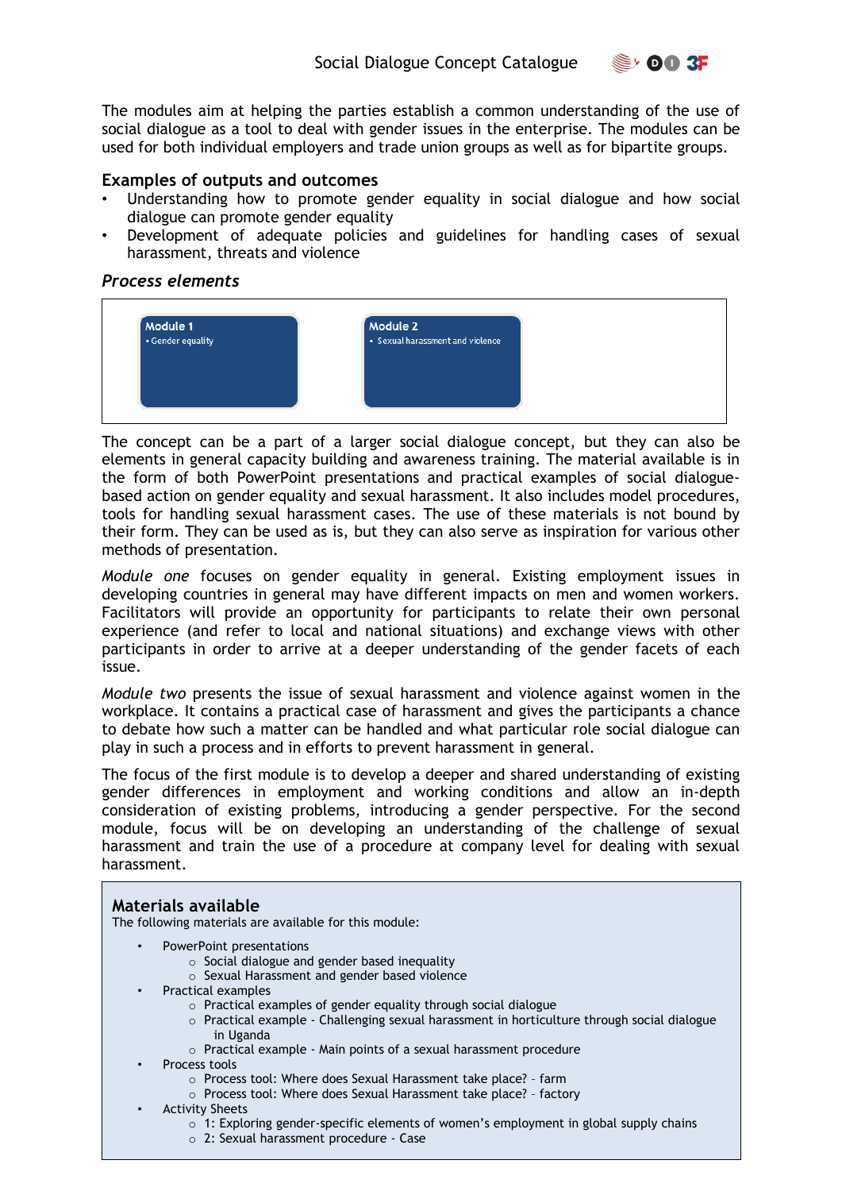The modules aim at helping the parties establish a common understanding of the use of social dialogue as a tool to deal with gender issues in the enterprise. The modules can be used for both individual employers and trade union groups as well as for bipartite groups.

### Examples of outputs and outcomes

- Understanding how to promote gender equality in social dialogue and how social dialogue can promote gender equality
- Development of adequate policies and guidelines for handling cases of sexual harassment, threats and violence

### *Process elements*

| **Module 1** | **Module 2** |
|---|---|
| • Gender equality | • Sexual harassment and violence |

The concept can be a part of a larger social dialogue concept, but they can also be elements in general capacity building and awareness training. The material available is in the form of both PowerPoint presentations and practical examples of social dialogue-based action on gender equality and sexual harassment. It also includes model procedures, tools for handling sexual harassment cases. The use of these materials is not bound by their form. They can be used as is, but they can also serve as inspiration for various other methods of presentation.

*Module one* focuses on gender equality in general. Existing employment issues in developing countries in general may have different impacts on men and women workers. Facilitators will provide an opportunity for participants to relate their own personal experience (and refer to local and national situations) and exchange views with other participants in order to arrive at a deeper understanding of the gender facets of each issue.

*Module two* presents the issue of sexual harassment and violence against women in the workplace. It contains a practical case of harassment and gives the participants a chance to debate how such a matter can be handled and what particular role social dialogue can play in such a process and in efforts to prevent harassment in general.

The focus of the first module is to develop a deeper and shared understanding of existing gender differences in employment and working conditions and allow an in-depth consideration of existing problems, introducing a gender perspective. For the second module, focus will be on developing an understanding of the challenge of sexual harassment and train the use of a procedure at company level for dealing with sexual harassment.

### Materials available

The following materials are available for this module:

- PowerPoint presentations
  - Social dialogue and gender based inequality
  - Sexual Harassment and gender based violence
- Practical examples
  - Practical examples of gender equality through social dialogue
  - Practical example - Challenging sexual harassment in horticulture through social dialogue in Uganda
  - Practical example - Main points of a sexual harassment procedure
- Process tools
  - Process tool: Where does Sexual Harassment take place? – farm
  - Process tool: Where does Sexual Harassment take place? – factory
- Activity Sheets
  - 1: Exploring gender-specific elements of women's employment in global supply chains
  - 2: Sexual harassment procedure - Case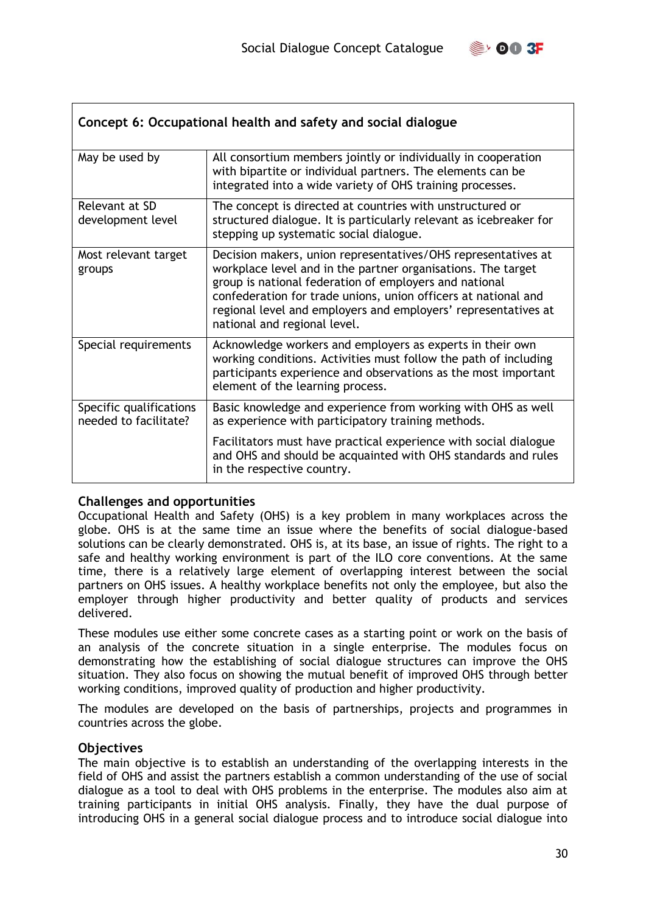| Concept 6: Occupational health and safety and social dialogue | |
| --- | --- |
| May be used by | All consortium members jointly or individually in cooperation with bipartite or individual partners. The elements can be integrated into a wide variety of OHS training processes. |
| Relevant at SD development level | The concept is directed at countries with unstructured or structured dialogue. It is particularly relevant as icebreaker for stepping up systematic social dialogue. |
| Most relevant target groups | Decision makers, union representatives/OHS representatives at workplace level and in the partner organisations. The target group is national federation of employers and national confederation for trade unions, union officers at national and regional level and employers and employers' representatives at national and regional level. |
| Special requirements | Acknowledge workers and employers as experts in their own working conditions. Activities must follow the path of including participants experience and observations as the most important element of the learning process. |
| Specific qualifications needed to facilitate? | Basic knowledge and experience from working with OHS as well as experience with participatory training methods.<br><br>Facilitators must have practical experience with social dialogue and OHS and should be acquainted with OHS standards and rules in the respective country. |

### Challenges and opportunities

Occupational Health and Safety (OHS) is a key problem in many workplaces across the globe. OHS is at the same time an issue where the benefits of social dialogue-based solutions can be clearly demonstrated. OHS is, at its base, an issue of rights. The right to a safe and healthy working environment is part of the ILO core conventions. At the same time, there is a relatively large element of overlapping interest between the social partners on OHS issues. A healthy workplace benefits not only the employee, but also the employer through higher productivity and better quality of products and services delivered.

These modules use either some concrete cases as a starting point or work on the basis of an analysis of the concrete situation in a single enterprise. The modules focus on demonstrating how the establishing of social dialogue structures can improve the OHS situation. They also focus on showing the mutual benefit of improved OHS through better working conditions, improved quality of production and higher productivity.

The modules are developed on the basis of partnerships, projects and programmes in countries across the globe.

### Objectives

The main objective is to establish an understanding of the overlapping interests in the field of OHS and assist the partners establish a common understanding of the use of social dialogue as a tool to deal with OHS problems in the enterprise. The modules also aim at training participants in initial OHS analysis. Finally, they have the dual purpose of introducing OHS in a general social dialogue process and to introduce social dialogue into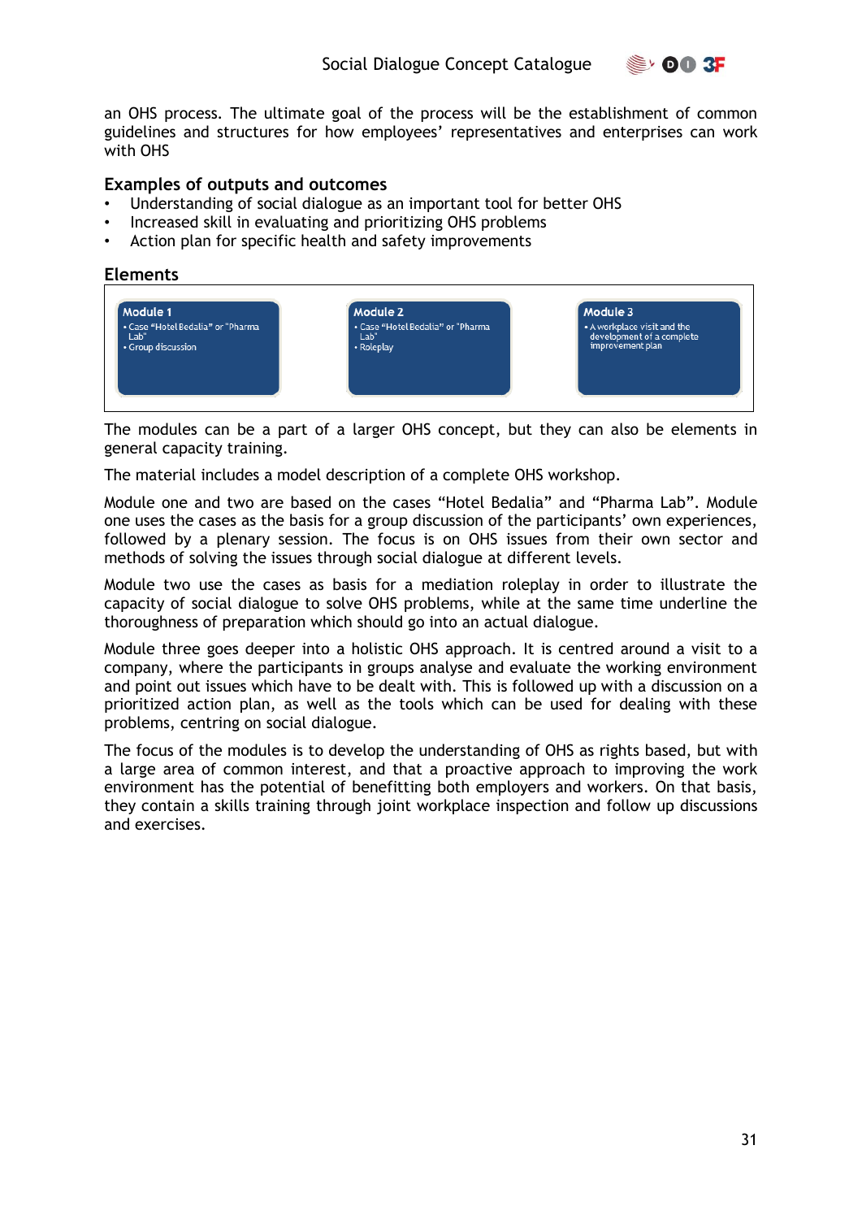an OHS process. The ultimate goal of the process will be the establishment of common guidelines and structures for how employees' representatives and enterprises can work with OHS

### Examples of outputs and outcomes

- Understanding of social dialogue as an important tool for better OHS
- Increased skill in evaluating and prioritizing OHS problems
- Action plan for specific health and safety improvements

### Elements

| Module 1 | Module 2 | Module 3 |
|---|---|---|
| • Case "Hotel Bedalia" or "Pharma Lab"<br>• Group discussion | • Case "Hotel Bedalia" or "Pharma Lab"<br>• Roleplay | • A workplace visit and the development of a complete improvement plan |

The modules can be a part of a larger OHS concept, but they can also be elements in general capacity training.

The material includes a model description of a complete OHS workshop.

Module one and two are based on the cases "Hotel Bedalia" and "Pharma Lab". Module one uses the cases as the basis for a group discussion of the participants' own experiences, followed by a plenary session. The focus is on OHS issues from their own sector and methods of solving the issues through social dialogue at different levels.

Module two use the cases as basis for a mediation roleplay in order to illustrate the capacity of social dialogue to solve OHS problems, while at the same time underline the thoroughness of preparation which should go into an actual dialogue.

Module three goes deeper into a holistic OHS approach. It is centred around a visit to a company, where the participants in groups analyse and evaluate the working environment and point out issues which have to be dealt with. This is followed up with a discussion on a prioritized action plan, as well as the tools which can be used for dealing with these problems, centring on social dialogue.

The focus of the modules is to develop the understanding of OHS as rights based, but with a large area of common interest, and that a proactive approach to improving the work environment has the potential of benefitting both employers and workers. On that basis, they contain a skills training through joint workplace inspection and follow up discussions and exercises.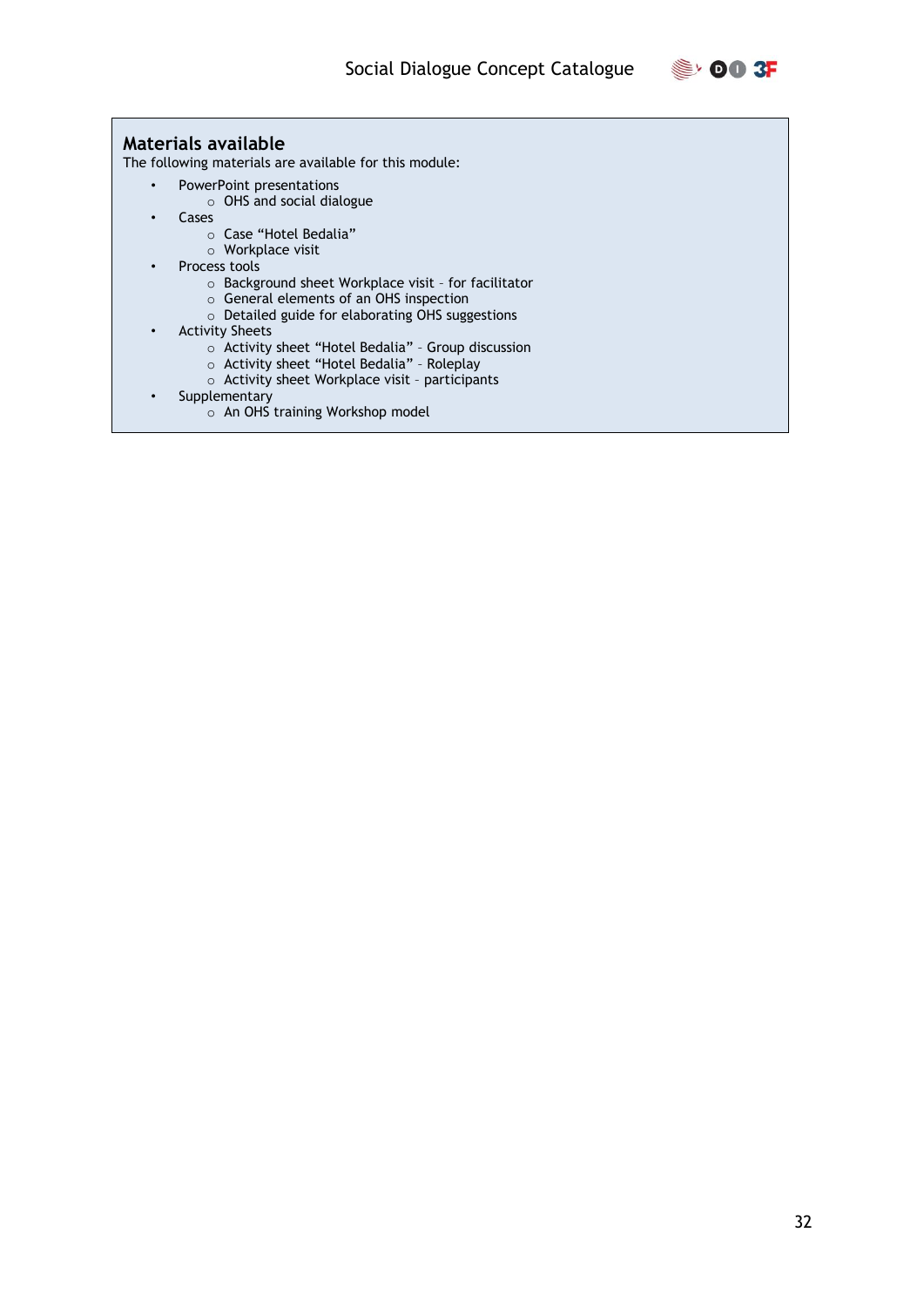## Materials available

The following materials are available for this module:

- PowerPoint presentations
  - OHS and social dialogue
- Cases
  - Case “Hotel Bedalia”
  - Workplace visit
- Process tools
  - Background sheet Workplace visit – for facilitator
  - General elements of an OHS inspection
  - Detailed guide for elaborating OHS suggestions
- Activity Sheets
  - Activity sheet “Hotel Bedalia” – Group discussion
  - Activity sheet “Hotel Bedalia” – Roleplay
  - Activity sheet Workplace visit – participants
- Supplementary
  - An OHS training Workshop model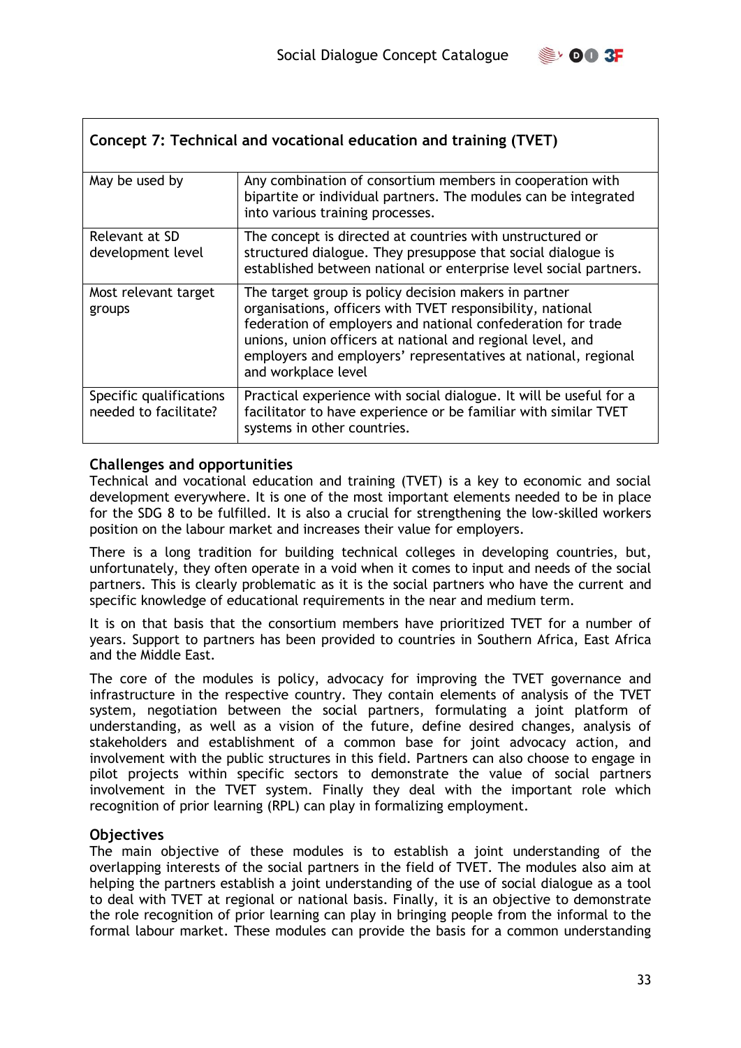| Concept 7: Technical and vocational education and training (TVET) | |
|---|---|
| May be used by | Any combination of consortium members in cooperation with bipartite or individual partners. The modules can be integrated into various training processes. |
| Relevant at SD development level | The concept is directed at countries with unstructured or structured dialogue. They presuppose that social dialogue is established between national or enterprise level social partners. |
| Most relevant target groups | The target group is policy decision makers in partner organisations, officers with TVET responsibility, national federation of employers and national confederation for trade unions, union officers at national and regional level, and employers and employers' representatives at national, regional and workplace level |
| Specific qualifications needed to facilitate? | Practical experience with social dialogue. It will be useful for a facilitator to have experience or be familiar with similar TVET systems in other countries. |

## Challenges and opportunities

Technical and vocational education and training (TVET) is a key to economic and social development everywhere. It is one of the most important elements needed to be in place for the SDG 8 to be fulfilled. It is also a crucial for strengthening the low-skilled workers position on the labour market and increases their value for employers.

There is a long tradition for building technical colleges in developing countries, but, unfortunately, they often operate in a void when it comes to input and needs of the social partners. This is clearly problematic as it is the social partners who have the current and specific knowledge of educational requirements in the near and medium term.

It is on that basis that the consortium members have prioritized TVET for a number of years. Support to partners has been provided to countries in Southern Africa, East Africa and the Middle East.

The core of the modules is policy, advocacy for improving the TVET governance and infrastructure in the respective country. They contain elements of analysis of the TVET system, negotiation between the social partners, formulating a joint platform of understanding, as well as a vision of the future, define desired changes, analysis of stakeholders and establishment of a common base for joint advocacy action, and involvement with the public structures in this field. Partners can also choose to engage in pilot projects within specific sectors to demonstrate the value of social partners involvement in the TVET system. Finally they deal with the important role which recognition of prior learning (RPL) can play in formalizing employment.

## Objectives

The main objective of these modules is to establish a joint understanding of the overlapping interests of the social partners in the field of TVET. The modules also aim at helping the partners establish a joint understanding of the use of social dialogue as a tool to deal with TVET at regional or national basis. Finally, it is an objective to demonstrate the role recognition of prior learning can play in bringing people from the informal to the formal labour market. These modules can provide the basis for a common understanding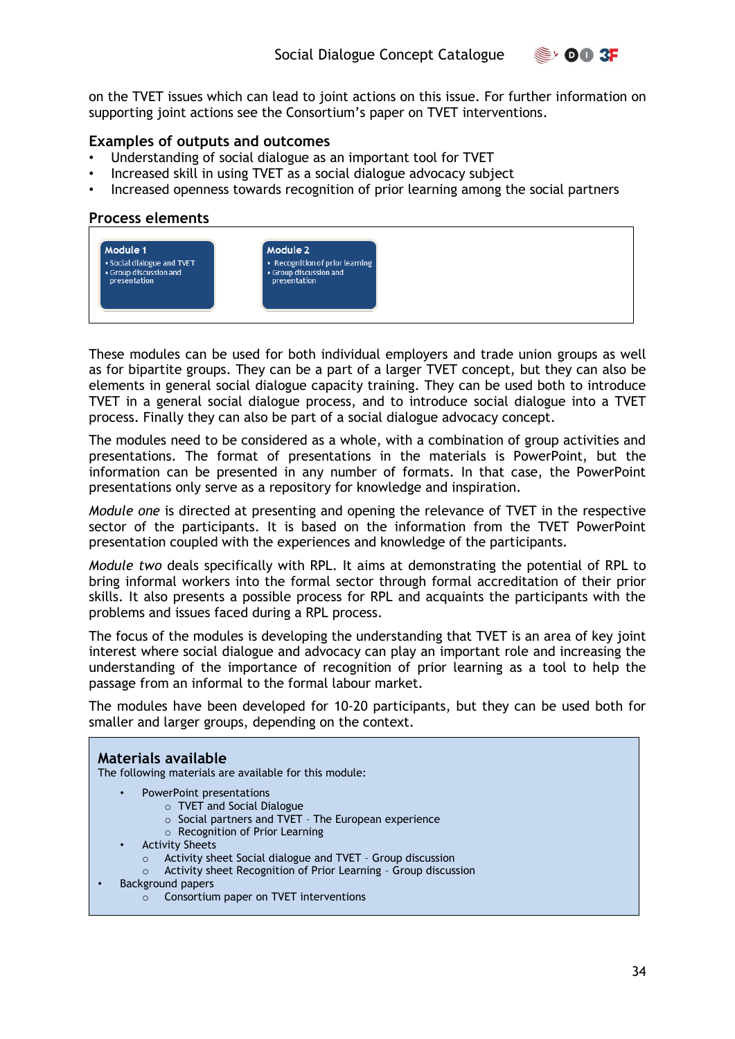on the TVET issues which can lead to joint actions on this issue. For further information on supporting joint actions see the Consortium's paper on TVET interventions.

### Examples of outputs and outcomes

- Understanding of social dialogue as an important tool for TVET
- Increased skill in using TVET as a social dialogue advocacy subject
- Increased openness towards recognition of prior learning among the social partners

### Process elements

| Module 1 | Module 2 |
|---|---|
| • Social dialogue and TVET<br>• Group discussion and presentation | • Recognition of prior learning<br>• Group discussion and presentation |

These modules can be used for both individual employers and trade union groups as well as for bipartite groups. They can be a part of a larger TVET concept, but they can also be elements in general social dialogue capacity training. They can be used both to introduce TVET in a general social dialogue process, and to introduce social dialogue into a TVET process. Finally they can also be part of a social dialogue advocacy concept.

The modules need to be considered as a whole, with a combination of group activities and presentations. The format of presentations in the materials is PowerPoint, but the information can be presented in any number of formats. In that case, the PowerPoint presentations only serve as a repository for knowledge and inspiration.

*Module one* is directed at presenting and opening the relevance of TVET in the respective sector of the participants. It is based on the information from the TVET PowerPoint presentation coupled with the experiences and knowledge of the participants.

*Module two* deals specifically with RPL. It aims at demonstrating the potential of RPL to bring informal workers into the formal sector through formal accreditation of their prior skills. It also presents a possible process for RPL and acquaints the participants with the problems and issues faced during a RPL process.

The focus of the modules is developing the understanding that TVET is an area of key joint interest where social dialogue and advocacy can play an important role and increasing the understanding of the importance of recognition of prior learning as a tool to help the passage from an informal to the formal labour market.

The modules have been developed for 10-20 participants, but they can be used both for smaller and larger groups, depending on the context.

### Materials available

The following materials are available for this module:

- PowerPoint presentations
  - TVET and Social Dialogue
  - Social partners and TVET - The European experience
  - Recognition of Prior Learning
- Activity Sheets
  - Activity sheet Social dialogue and TVET - Group discussion
  - Activity sheet Recognition of Prior Learning - Group discussion
- Background papers
  - Consortium paper on TVET interventions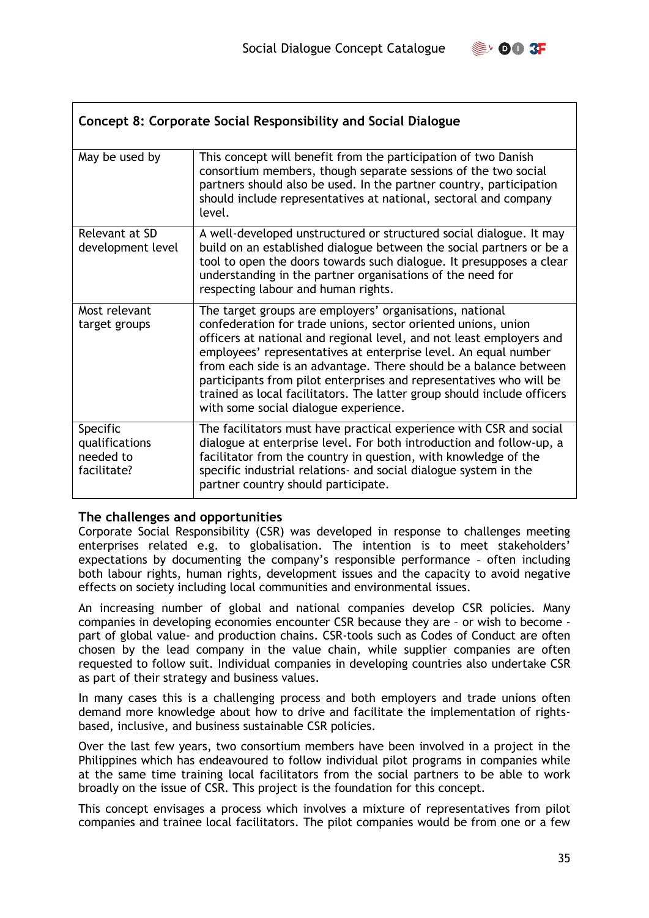| Concept 8: Corporate Social Responsibility and Social Dialogue | |
|---|---|
| May be used by | This concept will benefit from the participation of two Danish consortium members, though separate sessions of the two social partners should also be used. In the partner country, participation should include representatives at national, sectoral and company level. |
| Relevant at SD development level | A well-developed unstructured or structured social dialogue. It may build on an established dialogue between the social partners or be a tool to open the doors towards such dialogue. It presupposes a clear understanding in the partner organisations of the need for respecting labour and human rights. |
| Most relevant target groups | The target groups are employers' organisations, national confederation for trade unions, sector oriented unions, union officers at national and regional level, and not least employers and employees' representatives at enterprise level. An equal number from each side is an advantage. There should be a balance between participants from pilot enterprises and representatives who will be trained as local facilitators. The latter group should include officers with some social dialogue experience. |
| Specific qualifications needed to facilitate? | The facilitators must have practical experience with CSR and social dialogue at enterprise level. For both introduction and follow-up, a facilitator from the country in question, with knowledge of the specific industrial relations- and social dialogue system in the partner country should participate. |

### The challenges and opportunities

Corporate Social Responsibility (CSR) was developed in response to challenges meeting enterprises related e.g. to globalisation. The intention is to meet stakeholders' expectations by documenting the company's responsible performance – often including both labour rights, human rights, development issues and the capacity to avoid negative effects on society including local communities and environmental issues.

An increasing number of global and national companies develop CSR policies. Many companies in developing economies encounter CSR because they are – or wish to become - part of global value- and production chains. CSR-tools such as Codes of Conduct are often chosen by the lead company in the value chain, while supplier companies are often requested to follow suit. Individual companies in developing countries also undertake CSR as part of their strategy and business values.

In many cases this is a challenging process and both employers and trade unions often demand more knowledge about how to drive and facilitate the implementation of rights-based, inclusive, and business sustainable CSR policies.

Over the last few years, two consortium members have been involved in a project in the Philippines which has endeavoured to follow individual pilot programs in companies while at the same time training local facilitators from the social partners to be able to work broadly on the issue of CSR. This project is the foundation for this concept.

This concept envisages a process which involves a mixture of representatives from pilot companies and trainee local facilitators. The pilot companies would be from one or a few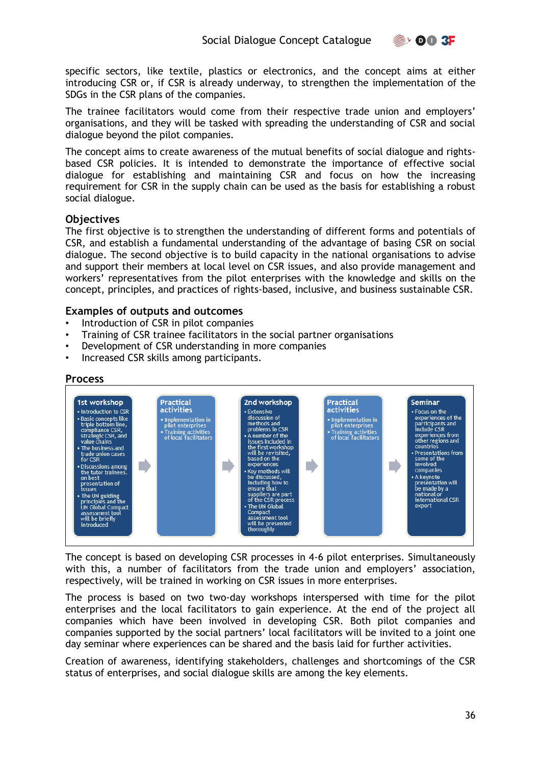specific sectors, like textile, plastics or electronics, and the concept aims at either introducing CSR or, if CSR is already underway, to strengthen the implementation of the SDGs in the CSR plans of the companies.

The trainee facilitators would come from their respective trade union and employers' organisations, and they will be tasked with spreading the understanding of CSR and social dialogue beyond the pilot companies.

The concept aims to create awareness of the mutual benefits of social dialogue and rights-based CSR policies. It is intended to demonstrate the importance of effective social dialogue for establishing and maintaining CSR and focus on how the increasing requirement for CSR in the supply chain can be used as the basis for establishing a robust social dialogue.

## Objectives

The first objective is to strengthen the understanding of different forms and potentials of CSR, and establish a fundamental understanding of the advantage of basing CSR on social dialogue. The second objective is to build capacity in the national organisations to advise and support their members at local level on CSR issues, and also provide management and workers' representatives from the pilot enterprises with the knowledge and skills on the concept, principles, and practices of rights-based, inclusive, and business sustainable CSR.

## Examples of outputs and outcomes

- Introduction of CSR in pilot companies
- Training of CSR trainee facilitators in the social partner organisations
- Development of CSR understanding in more companies
- Increased CSR skills among participants.

## Process

| 1st workshop | Practical activities | 2nd workshop | Practical activities | Seminar |
|---|---|---|---|---|
| • Introduction to CSR<br>• Basic concepts like triple bottom line, compliance CSR, strategic CSR, and value chains<br>• The business and trade union cases for CSR<br>• Discussions among the tutor trainees, on best presentation of issues<br>• The UN guiding principles and the UN Global Compact assessment tool will be briefly introduced | • Implementation in pilot enterprises<br>• Training activities of local facilitators | • Extensive discussion of methods and problems in CSR<br>• A number of the issues included in the first workshop will be revisited, based on the experiences<br>• Key methods will be discussed, including how to ensure that suppliers are part of the CSR process<br>• The UN Global Compact assessment tool will be presented thoroughly | • Implementation in pilot enterprises<br>• Training activities of local facilitators | • Focus on the experiences of the participants and include CSR experiences from other regions and countries<br>• Presentations from some of the involved companies<br>• A keynote presentation will be made by a national or international CSR expert |

The concept is based on developing CSR processes in 4-6 pilot enterprises. Simultaneously with this, a number of facilitators from the trade union and employers' association, respectively, will be trained in working on CSR issues in more enterprises.

The process is based on two two-day workshops interspersed with time for the pilot enterprises and the local facilitators to gain experience. At the end of the project all companies which have been involved in developing CSR. Both pilot companies and companies supported by the social partners' local facilitators will be invited to a joint one day seminar where experiences can be shared and the basis laid for further activities.

Creation of awareness, identifying stakeholders, challenges and shortcomings of the CSR status of enterprises, and social dialogue skills are among the key elements.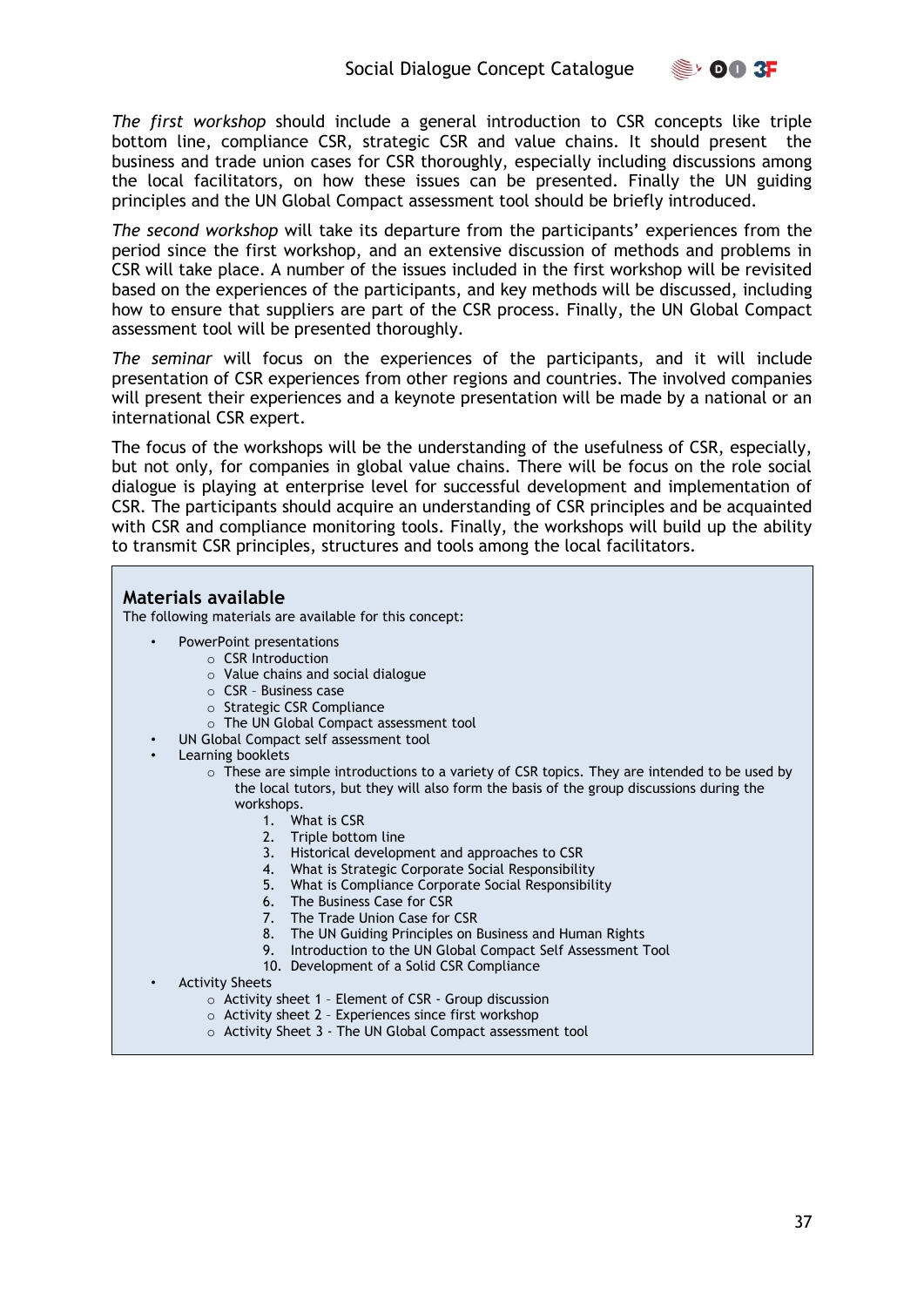*The first workshop* should include a general introduction to CSR concepts like triple bottom line, compliance CSR, strategic CSR and value chains. It should present the business and trade union cases for CSR thoroughly, especially including discussions among the local facilitators, on how these issues can be presented. Finally the UN guiding principles and the UN Global Compact assessment tool should be briefly introduced.

*The second workshop* will take its departure from the participants' experiences from the period since the first workshop, and an extensive discussion of methods and problems in CSR will take place. A number of the issues included in the first workshop will be revisited based on the experiences of the participants, and key methods will be discussed, including how to ensure that suppliers are part of the CSR process. Finally, the UN Global Compact assessment tool will be presented thoroughly.

*The seminar* will focus on the experiences of the participants, and it will include presentation of CSR experiences from other regions and countries. The involved companies will present their experiences and a keynote presentation will be made by a national or an international CSR expert.

The focus of the workshops will be the understanding of the usefulness of CSR, especially, but not only, for companies in global value chains. There will be focus on the role social dialogue is playing at enterprise level for successful development and implementation of CSR. The participants should acquire an understanding of CSR principles and be acquainted with CSR and compliance monitoring tools. Finally, the workshops will build up the ability to transmit CSR principles, structures and tools among the local facilitators.

## Materials available

The following materials are available for this concept:

- PowerPoint presentations
  - CSR Introduction
  - Value chains and social dialogue
  - CSR – Business case
  - Strategic CSR Compliance
  - The UN Global Compact assessment tool
- UN Global Compact self assessment tool
- Learning booklets
  - These are simple introductions to a variety of CSR topics. They are intended to be used by the local tutors, but they will also form the basis of the group discussions during the workshops.
    1. What is CSR
    2. Triple bottom line
    3. Historical development and approaches to CSR
    4. What is Strategic Corporate Social Responsibility
    5. What is Compliance Corporate Social Responsibility
    6. The Business Case for CSR
    7. The Trade Union Case for CSR
    8. The UN Guiding Principles on Business and Human Rights
    9. Introduction to the UN Global Compact Self Assessment Tool
    10. Development of a Solid CSR Compliance
- Activity Sheets
  - Activity sheet 1 – Element of CSR - Group discussion
  - Activity sheet 2 - Experiences since first workshop
  - Activity Sheet 3 - The UN Global Compact assessment tool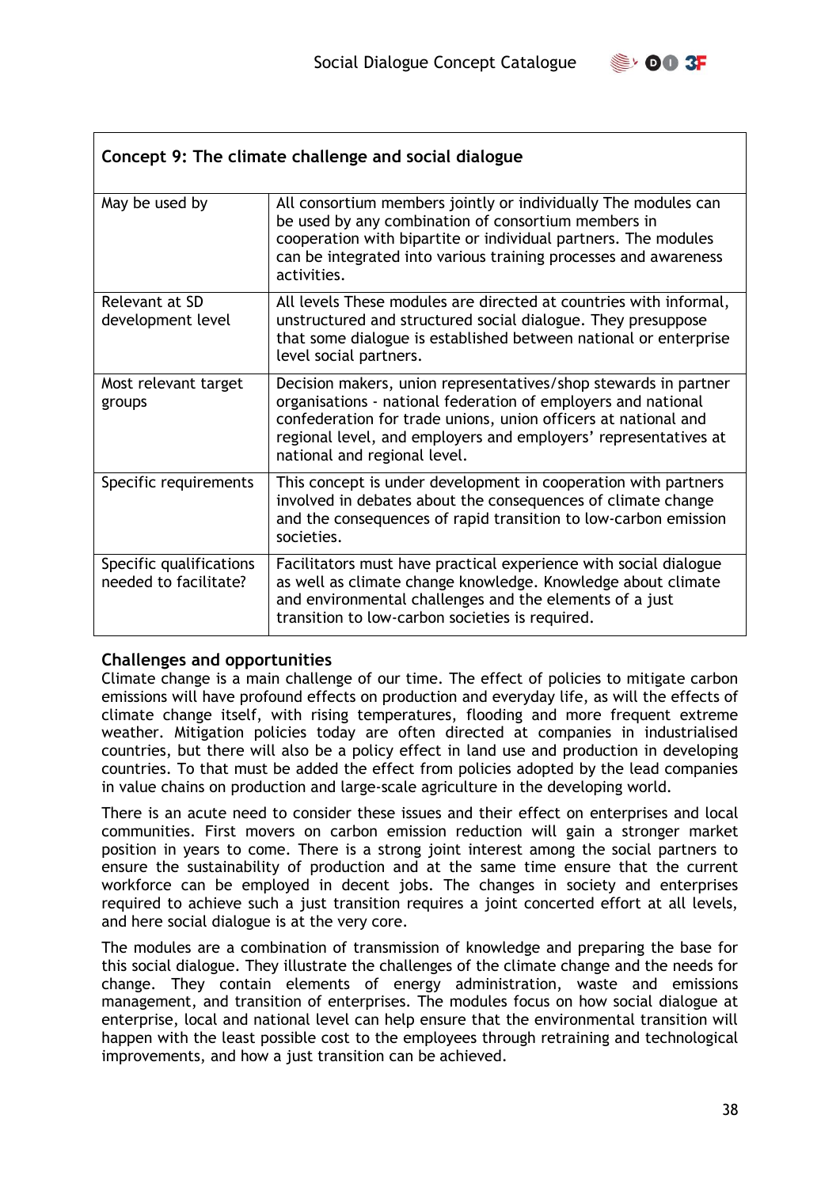| Concept 9: The climate challenge and social dialogue | |
|---|---|
| May be used by | All consortium members jointly or individually The modules can be used by any combination of consortium members in cooperation with bipartite or individual partners. The modules can be integrated into various training processes and awareness activities. |
| Relevant at SD development level | All levels These modules are directed at countries with informal, unstructured and structured social dialogue. They presuppose that some dialogue is established between national or enterprise level social partners. |
| Most relevant target groups | Decision makers, union representatives/shop stewards in partner organisations - national federation of employers and national confederation for trade unions, union officers at national and regional level, and employers and employers' representatives at national and regional level. |
| Specific requirements | This concept is under development in cooperation with partners involved in debates about the consequences of climate change and the consequences of rapid transition to low-carbon emission societies. |
| Specific qualifications needed to facilitate? | Facilitators must have practical experience with social dialogue as well as climate change knowledge. Knowledge about climate and environmental challenges and the elements of a just transition to low-carbon societies is required. |

**Challenges and opportunities**

Climate change is a main challenge of our time. The effect of policies to mitigate carbon emissions will have profound effects on production and everyday life, as will the effects of climate change itself, with rising temperatures, flooding and more frequent extreme weather. Mitigation policies today are often directed at companies in industrialised countries, but there will also be a policy effect in land use and production in developing countries. To that must be added the effect from policies adopted by the lead companies in value chains on production and large-scale agriculture in the developing world.

There is an acute need to consider these issues and their effect on enterprises and local communities. First movers on carbon emission reduction will gain a stronger market position in years to come. There is a strong joint interest among the social partners to ensure the sustainability of production and at the same time ensure that the current workforce can be employed in decent jobs. The changes in society and enterprises required to achieve such a just transition requires a joint concerted effort at all levels, and here social dialogue is at the very core.

The modules are a combination of transmission of knowledge and preparing the base for this social dialogue. They illustrate the challenges of the climate change and the needs for change. They contain elements of energy administration, waste and emissions management, and transition of enterprises. The modules focus on how social dialogue at enterprise, local and national level can help ensure that the environmental transition will happen with the least possible cost to the employees through retraining and technological improvements, and how a just transition can be achieved.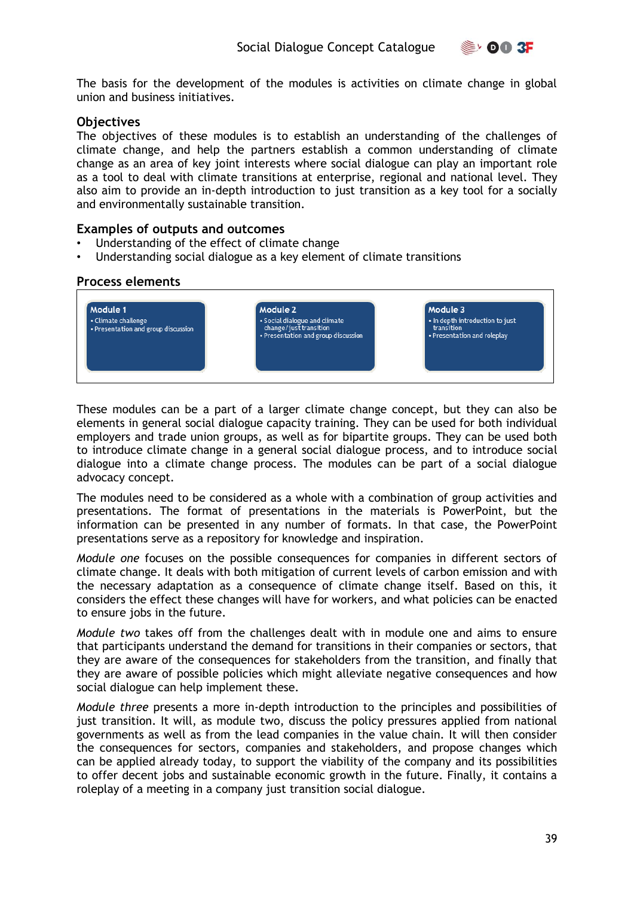The basis for the development of the modules is activities on climate change in global union and business initiatives.

### Objectives

The objectives of these modules is to establish an understanding of the challenges of climate change, and help the partners establish a common understanding of climate change as an area of key joint interests where social dialogue can play an important role as a tool to deal with climate transitions at enterprise, regional and national level. They also aim to provide an in-depth introduction to just transition as a key tool for a socially and environmentally sustainable transition.

### Examples of outputs and outcomes

- Understanding of the effect of climate change
- Understanding social dialogue as a key element of climate transitions

### Process elements

| Module 1 | Module 2 | Module 3 |
|---|---|---|
| • Climate challenge<br>• Presentation and group discussion | • Social dialogue and climate change/just transition<br>• Presentation and group discussion | • In depth introduction to just transition<br>• Presentation and roleplay |

These modules can be a part of a larger climate change concept, but they can also be elements in general social dialogue capacity training. They can be used for both individual employers and trade union groups, as well as for bipartite groups. They can be used both to introduce climate change in a general social dialogue process, and to introduce social dialogue into a climate change process. The modules can be part of a social dialogue advocacy concept.

The modules need to be considered as a whole with a combination of group activities and presentations. The format of presentations in the materials is PowerPoint, but the information can be presented in any number of formats. In that case, the PowerPoint presentations serve as a repository for knowledge and inspiration.

*Module one* focuses on the possible consequences for companies in different sectors of climate change. It deals with both mitigation of current levels of carbon emission and with the necessary adaptation as a consequence of climate change itself. Based on this, it considers the effect these changes will have for workers, and what policies can be enacted to ensure jobs in the future.

*Module two* takes off from the challenges dealt with in module one and aims to ensure that participants understand the demand for transitions in their companies or sectors, that they are aware of the consequences for stakeholders from the transition, and finally that they are aware of possible policies which might alleviate negative consequences and how social dialogue can help implement these.

*Module three* presents a more in-depth introduction to the principles and possibilities of just transition. It will, as module two, discuss the policy pressures applied from national governments as well as from the lead companies in the value chain. It will then consider the consequences for sectors, companies and stakeholders, and propose changes which can be applied already today, to support the viability of the company and its possibilities to offer decent jobs and sustainable economic growth in the future. Finally, it contains a roleplay of a meeting in a company just transition social dialogue.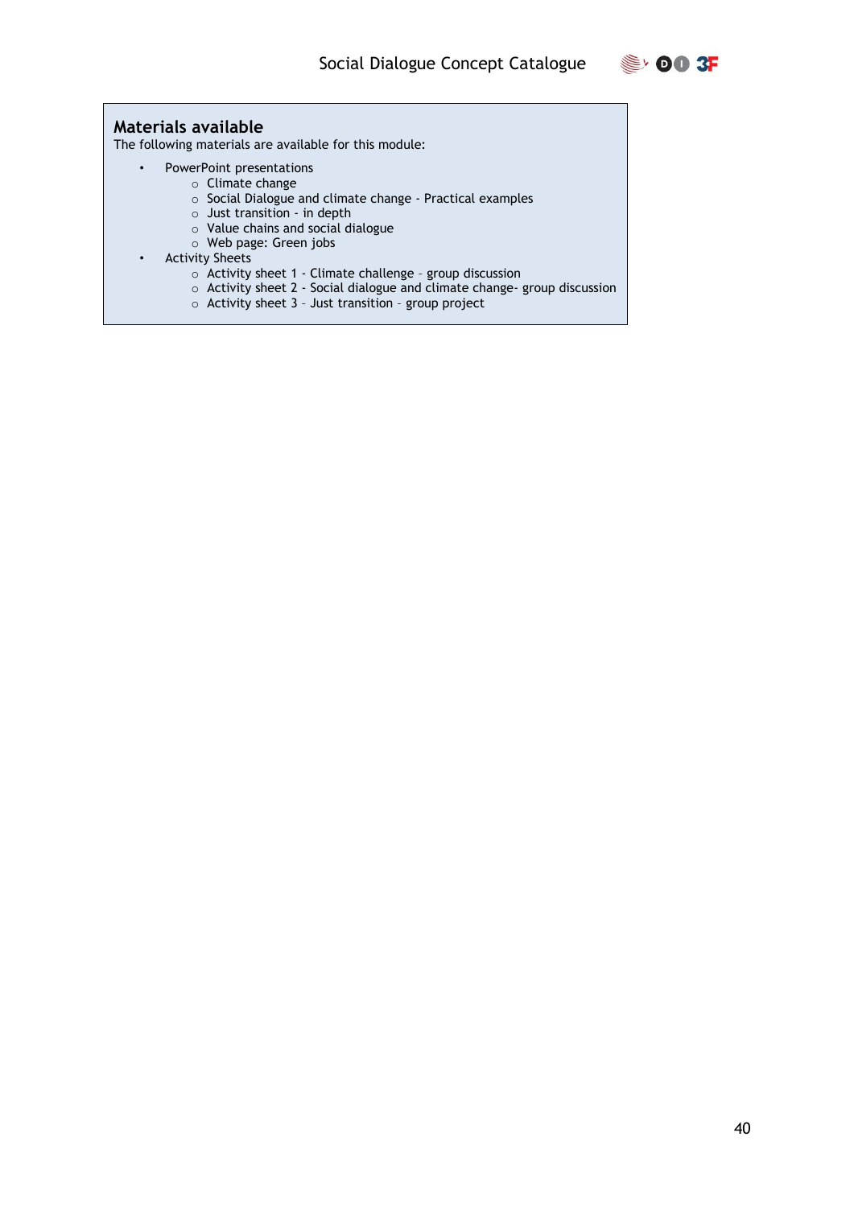## Materials available

The following materials are available for this module:

- PowerPoint presentations
  - Climate change
  - Social Dialogue and climate change - Practical examples
  - Just transition - in depth
  - Value chains and social dialogue
  - Web page: Green jobs
- Activity Sheets
  - Activity sheet 1 - Climate challenge – group discussion
  - Activity sheet 2 - Social dialogue and climate change- group discussion
  - Activity sheet 3 – Just transition – group project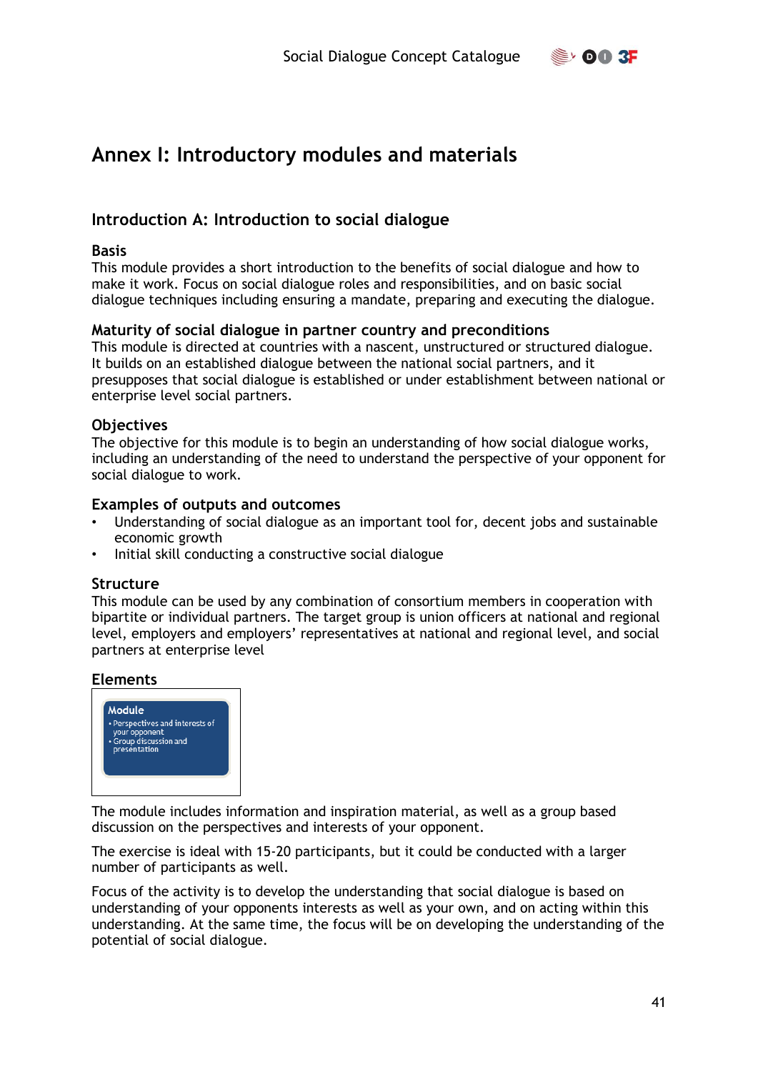# Annex I: Introductory modules and materials

## Introduction A: Introduction to social dialogue

### Basis

This module provides a short introduction to the benefits of social dialogue and how to make it work. Focus on social dialogue roles and responsibilities, and on basic social dialogue techniques including ensuring a mandate, preparing and executing the dialogue.

### Maturity of social dialogue in partner country and preconditions

This module is directed at countries with a nascent, unstructured or structured dialogue. It builds on an established dialogue between the national social partners, and it presupposes that social dialogue is established or under establishment between national or enterprise level social partners.

### Objectives

The objective for this module is to begin an understanding of how social dialogue works, including an understanding of the need to understand the perspective of your opponent for social dialogue to work.

### Examples of outputs and outcomes

- Understanding of social dialogue as an important tool for, decent jobs and sustainable economic growth
- Initial skill conducting a constructive social dialogue

### Structure

This module can be used by any combination of consortium members in cooperation with bipartite or individual partners. The target group is union officers at national and regional level, employers and employers' representatives at national and regional level, and social partners at enterprise level

### Elements

**Module**
- Perspectives and interests of your opponent
- Group discussion and presentation

The module includes information and inspiration material, as well as a group based discussion on the perspectives and interests of your opponent.

The exercise is ideal with 15-20 participants, but it could be conducted with a larger number of participants as well.

Focus of the activity is to develop the understanding that social dialogue is based on understanding of your opponents interests as well as your own, and on acting within this understanding. At the same time, the focus will be on developing the understanding of the potential of social dialogue.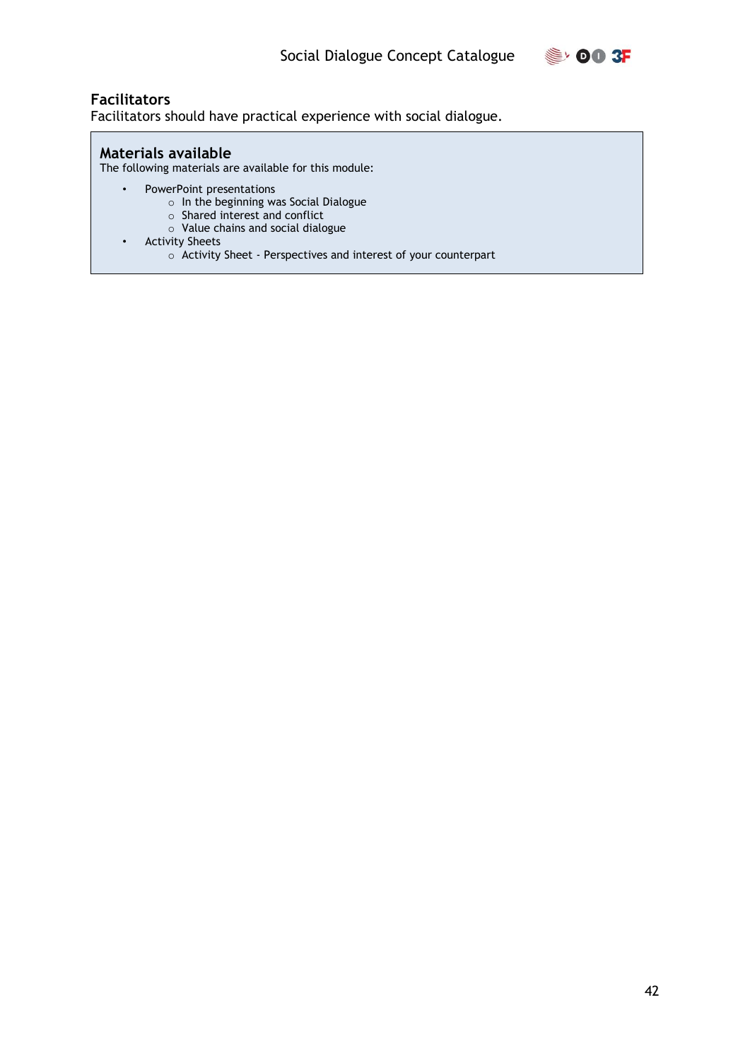### Facilitators

Facilitators should have practical experience with social dialogue.

#### Materials available

The following materials are available for this module:

- PowerPoint presentations
  - In the beginning was Social Dialogue
  - Shared interest and conflict
  - Value chains and social dialogue
- Activity Sheets
  - Activity Sheet - Perspectives and interest of your counterpart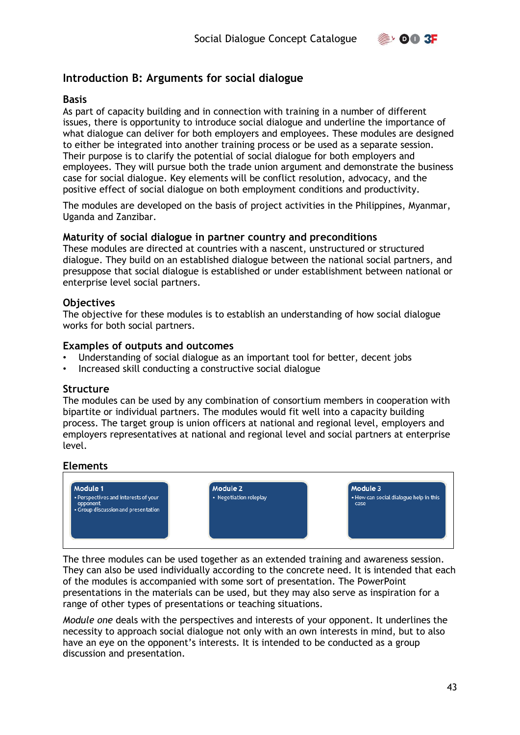## Introduction B: Arguments for social dialogue

### Basis

As part of capacity building and in connection with training in a number of different issues, there is opportunity to introduce social dialogue and underline the importance of what dialogue can deliver for both employers and employees. These modules are designed to either be integrated into another training process or be used as a separate session. Their purpose is to clarify the potential of social dialogue for both employers and employees. They will pursue both the trade union argument and demonstrate the business case for social dialogue. Key elements will be conflict resolution, advocacy, and the positive effect of social dialogue on both employment conditions and productivity.

The modules are developed on the basis of project activities in the Philippines, Myanmar, Uganda and Zanzibar.

### Maturity of social dialogue in partner country and preconditions

These modules are directed at countries with a nascent, unstructured or structured dialogue. They build on an established dialogue between the national social partners, and presuppose that social dialogue is established or under establishment between national or enterprise level social partners.

### Objectives

The objective for these modules is to establish an understanding of how social dialogue works for both social partners.

### Examples of outputs and outcomes

- Understanding of social dialogue as an important tool for better, decent jobs
- Increased skill conducting a constructive social dialogue

### Structure

The modules can be used by any combination of consortium members in cooperation with bipartite or individual partners. The modules would fit well into a capacity building process. The target group is union officers at national and regional level, employers and employers representatives at national and regional level and social partners at enterprise level.

### Elements

| Module 1 | Module 2 | Module 3 |
| --- | --- | --- |
| • Perspectives and interests of your opponent<br>• Group discussion and presentation | • Negotiation roleplay | • How can social dialogue help in this case |

The three modules can be used together as an extended training and awareness session. They can also be used individually according to the concrete need. It is intended that each of the modules is accompanied with some sort of presentation. The PowerPoint presentations in the materials can be used, but they may also serve as inspiration for a range of other types of presentations or teaching situations.

*Module one* deals with the perspectives and interests of your opponent. It underlines the necessity to approach social dialogue not only with an own interests in mind, but to also have an eye on the opponent's interests. It is intended to be conducted as a group discussion and presentation.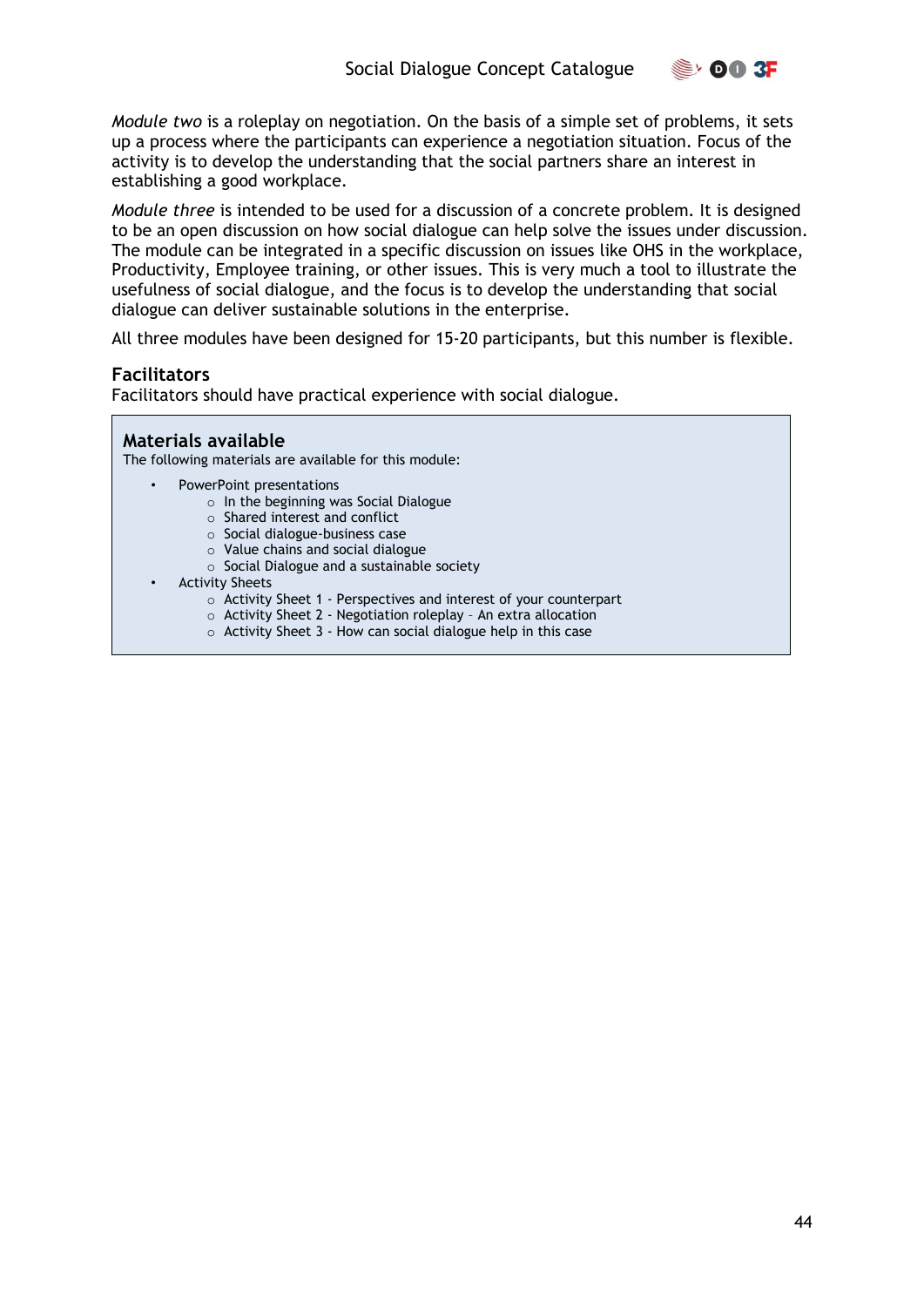*Module two* is a roleplay on negotiation. On the basis of a simple set of problems, it sets up a process where the participants can experience a negotiation situation. Focus of the activity is to develop the understanding that the social partners share an interest in establishing a good workplace.

*Module three* is intended to be used for a discussion of a concrete problem. It is designed to be an open discussion on how social dialogue can help solve the issues under discussion. The module can be integrated in a specific discussion on issues like OHS in the workplace, Productivity, Employee training, or other issues. This is very much a tool to illustrate the usefulness of social dialogue, and the focus is to develop the understanding that social dialogue can deliver sustainable solutions in the enterprise.

All three modules have been designed for 15-20 participants, but this number is flexible.

### Facilitators

Facilitators should have practical experience with social dialogue.

### Materials available

The following materials are available for this module:

- PowerPoint presentations
  - In the beginning was Social Dialogue
  - Shared interest and conflict
  - Social dialogue-business case
  - Value chains and social dialogue
  - Social Dialogue and a sustainable society
- Activity Sheets
  - Activity Sheet 1 - Perspectives and interest of your counterpart
  - Activity Sheet 2 - Negotiation roleplay – An extra allocation
  - Activity Sheet 3 - How can social dialogue help in this case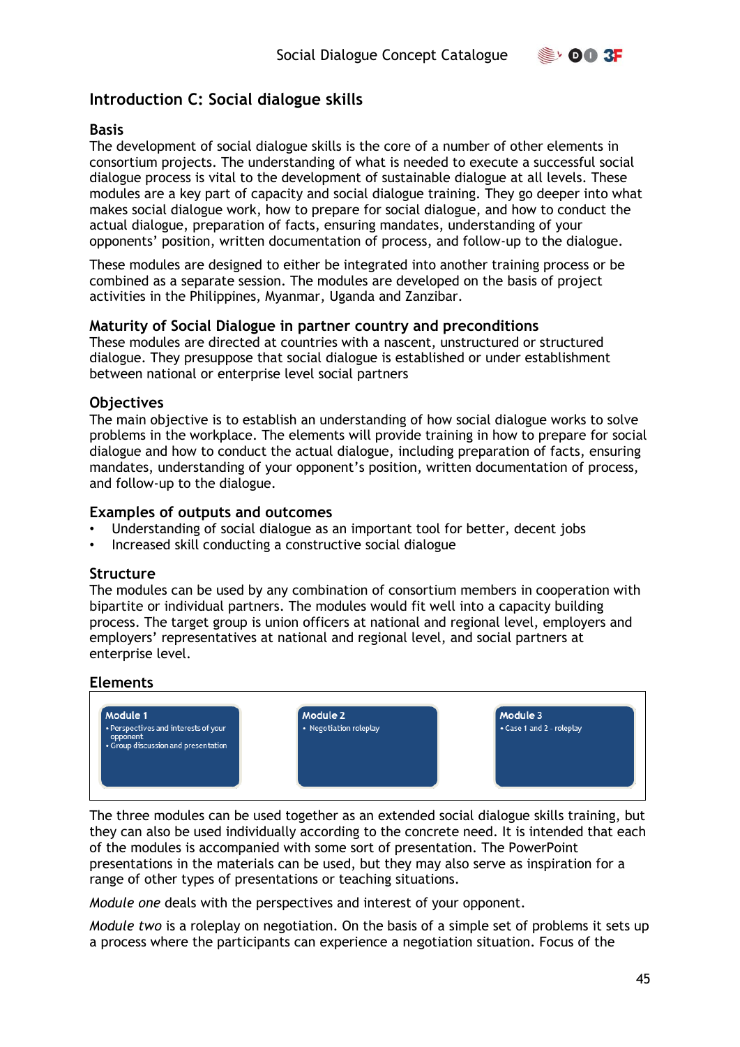## Introduction C: Social dialogue skills

### Basis

The development of social dialogue skills is the core of a number of other elements in consortium projects. The understanding of what is needed to execute a successful social dialogue process is vital to the development of sustainable dialogue at all levels. These modules are a key part of capacity and social dialogue training. They go deeper into what makes social dialogue work, how to prepare for social dialogue, and how to conduct the actual dialogue, preparation of facts, ensuring mandates, understanding of your opponents' position, written documentation of process, and follow-up to the dialogue.

These modules are designed to either be integrated into another training process or be combined as a separate session. The modules are developed on the basis of project activities in the Philippines, Myanmar, Uganda and Zanzibar.

### Maturity of Social Dialogue in partner country and preconditions

These modules are directed at countries with a nascent, unstructured or structured dialogue. They presuppose that social dialogue is established or under establishment between national or enterprise level social partners

### Objectives

The main objective is to establish an understanding of how social dialogue works to solve problems in the workplace. The elements will provide training in how to prepare for social dialogue and how to conduct the actual dialogue, including preparation of facts, ensuring mandates, understanding of your opponent's position, written documentation of process, and follow-up to the dialogue.

### Examples of outputs and outcomes

- Understanding of social dialogue as an important tool for better, decent jobs
- Increased skill conducting a constructive social dialogue

### Structure

The modules can be used by any combination of consortium members in cooperation with bipartite or individual partners. The modules would fit well into a capacity building process. The target group is union officers at national and regional level, employers and employers' representatives at national and regional level, and social partners at enterprise level.

### Elements

| Module 1 | Module 2 | Module 3 |
|---|---|---|
| • Perspectives and interests of your opponent<br>• Group discussion and presentation | • Negotiation roleplay | • Case 1 and 2 – roleplay |

The three modules can be used together as an extended social dialogue skills training, but they can also be used individually according to the concrete need. It is intended that each of the modules is accompanied with some sort of presentation. The PowerPoint presentations in the materials can be used, but they may also serve as inspiration for a range of other types of presentations or teaching situations.

*Module one* deals with the perspectives and interest of your opponent.

*Module two* is a roleplay on negotiation. On the basis of a simple set of problems it sets up a process where the participants can experience a negotiation situation. Focus of the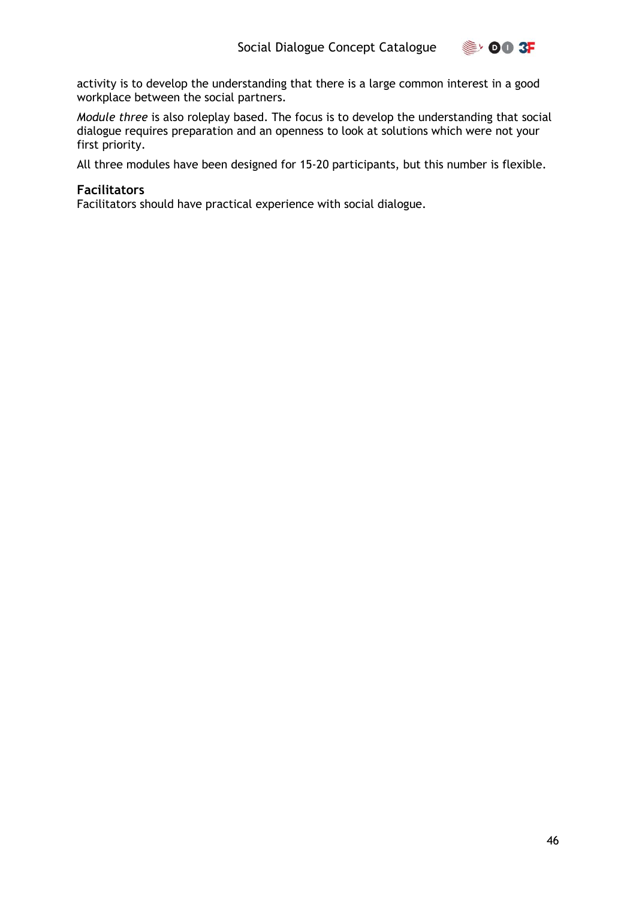activity is to develop the understanding that there is a large common interest in a good workplace between the social partners.

*Module three* is also roleplay based. The focus is to develop the understanding that social dialogue requires preparation and an openness to look at solutions which were not your first priority.

All three modules have been designed for 15-20 participants, but this number is flexible.

**Facilitators**

Facilitators should have practical experience with social dialogue.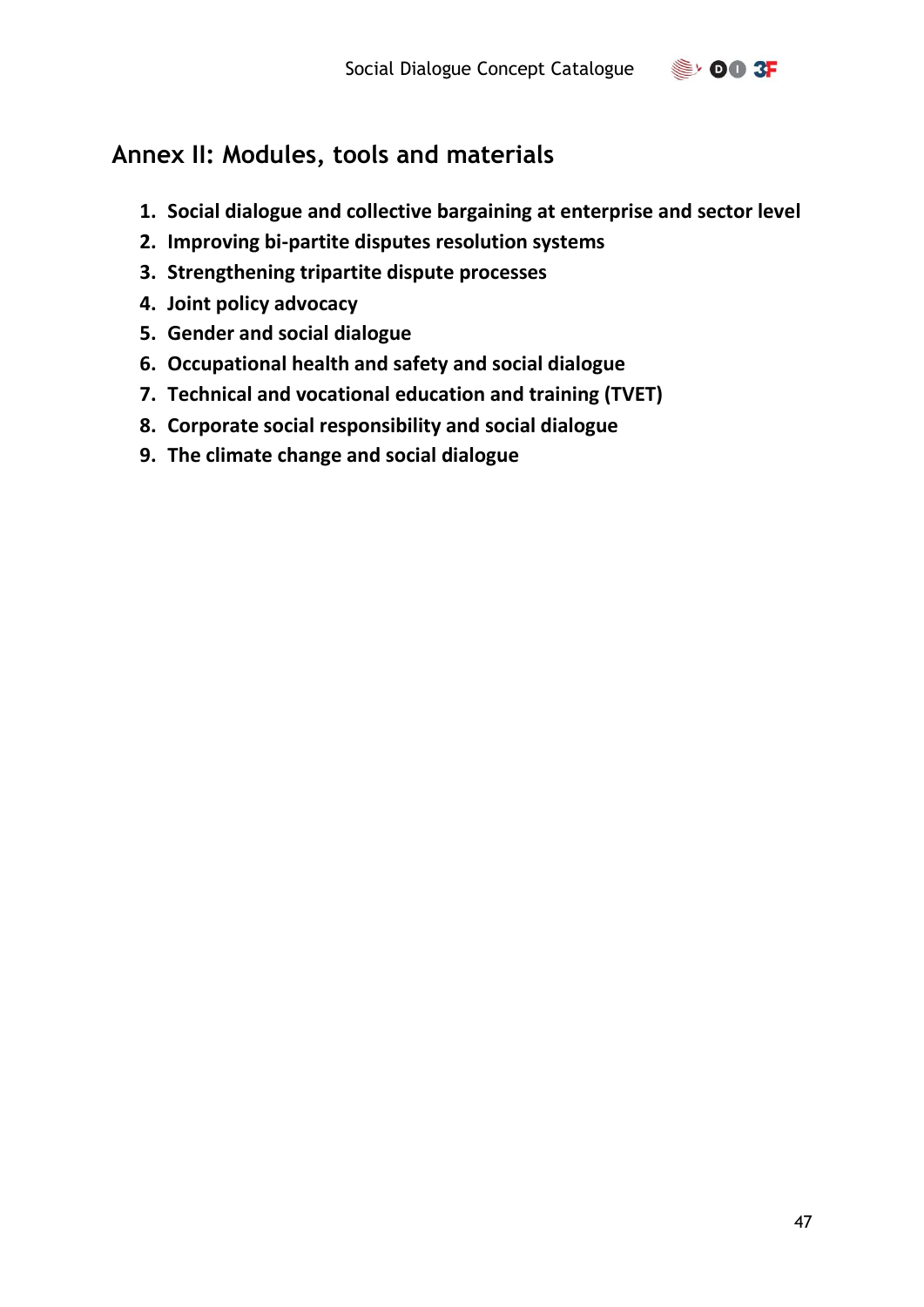## Annex II: Modules, tools and materials

1. **Social dialogue and collective bargaining at enterprise and sector level**
2. **Improving bi-partite disputes resolution systems**
3. **Strengthening tripartite dispute processes**
4. **Joint policy advocacy**
5. **Gender and social dialogue**
6. **Occupational health and safety and social dialogue**
7. **Technical and vocational education and training (TVET)**
8. **Corporate social responsibility and social dialogue**
9. **The climate change and social dialogue**